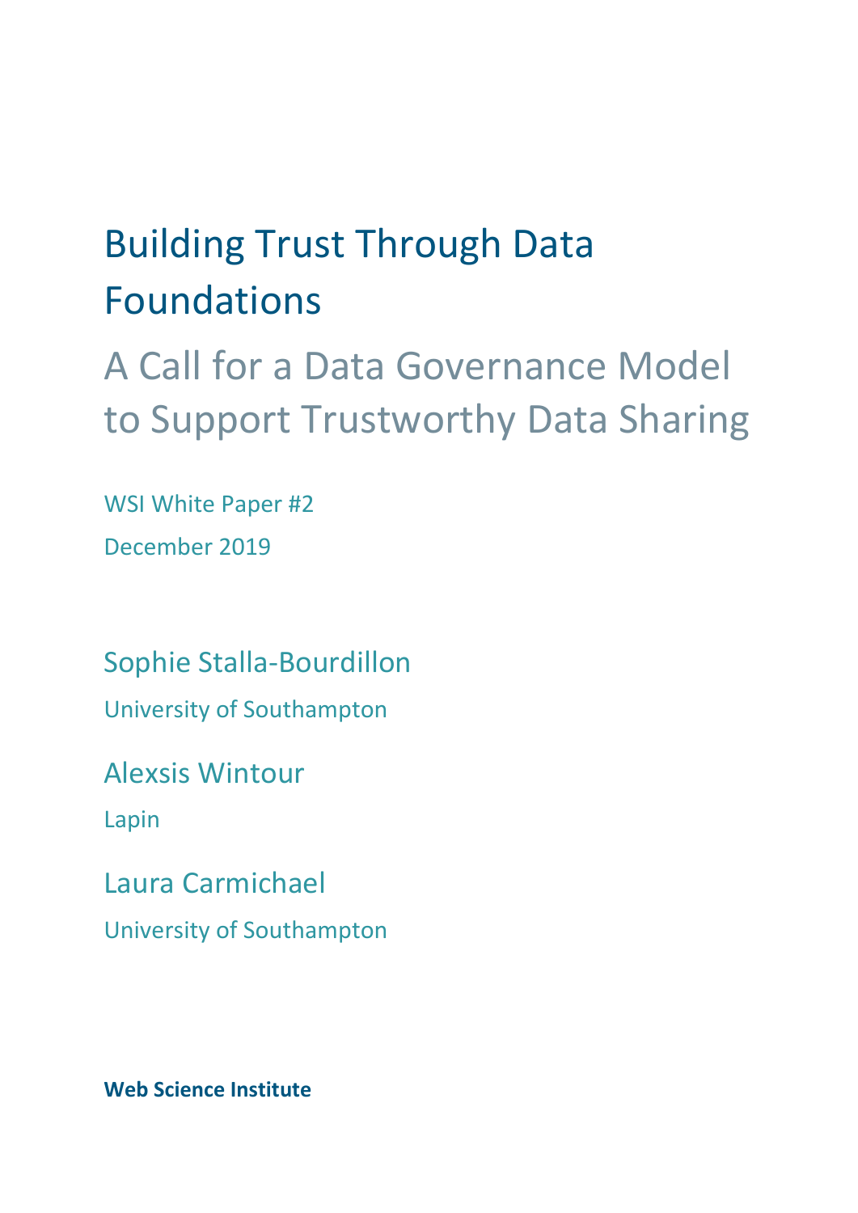# Building Trust Through Data Foundations

## A Call for a Data Governance Model to Support Trustworthy Data Sharing

WSI White Paper #2

December 2019

Sophie Stalla-Bourdillon

University of Southampton

Alexsis Wintour

Lapin

Laura Carmichael

University of Southampton

**Web Science Institute**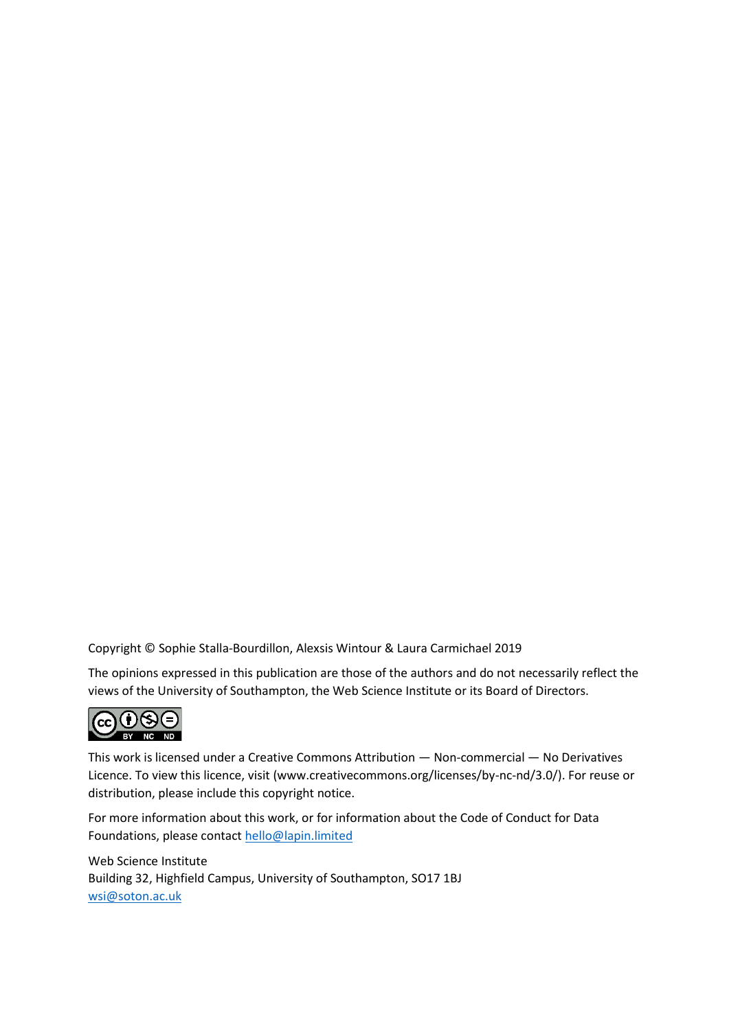Copyright © Sophie Stalla-Bourdillon, Alexsis Wintour & Laura Carmichael 2019

The opinions expressed in this publication are those of the authors and do not necessarily reflect the views of the University of Southampton, the Web Science Institute or its Board of Directors.

This work is licensed under a Creative Commons Attribution — Non-commercial — No Derivatives Licence. To view this licence, visit (www.creativecommons.org/licenses/by-nc-nd/3.0/). For reuse or distribution, please include this copyright notice.

For more information about this work, or for information about the Code of Conduct for Data Foundations, please contact hello@lapin.limited

Web Science Institute
Building 32, Highfield Campus, University of Southampton, SO17 1BJ
wsi@soton.ac.uk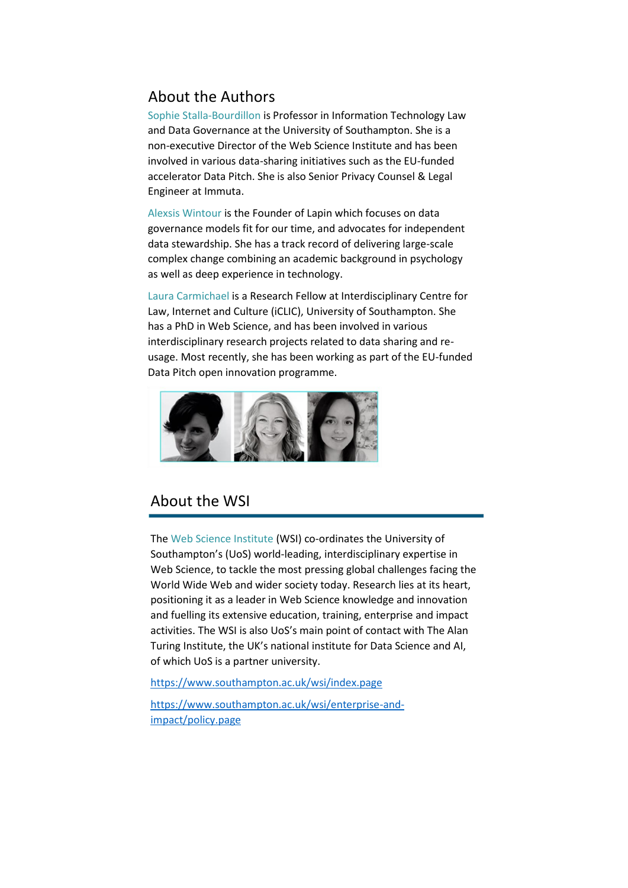## About the Authors

Sophie Stalla-Bourdillon is Professor in Information Technology Law and Data Governance at the University of Southampton. She is a non-executive Director of the Web Science Institute and has been involved in various data-sharing initiatives such as the EU-funded accelerator Data Pitch. She is also Senior Privacy Counsel & Legal Engineer at Immuta.

Alexsis Wintour is the Founder of Lapin which focuses on data governance models fit for our time, and advocates for independent data stewardship. She has a track record of delivering large-scale complex change combining an academic background in psychology as well as deep experience in technology.

Laura Carmichael is a Research Fellow at Interdisciplinary Centre for Law, Internet and Culture (iCLIC), University of Southampton. She has a PhD in Web Science, and has been involved in various interdisciplinary research projects related to data sharing and re-usage. Most recently, she has been working as part of the EU-funded Data Pitch open innovation programme.

## About the WSI

The Web Science Institute (WSI) co-ordinates the University of Southampton's (UoS) world-leading, interdisciplinary expertise in Web Science, to tackle the most pressing global challenges facing the World Wide Web and wider society today. Research lies at its heart, positioning it as a leader in Web Science knowledge and innovation and fuelling its extensive education, training, enterprise and impact activities. The WSI is also UoS's main point of contact with The Alan Turing Institute, the UK's national institute for Data Science and AI, of which UoS is a partner university.

https://www.southampton.ac.uk/wsi/index.page

https://www.southampton.ac.uk/wsi/enterprise-and-impact/policy.page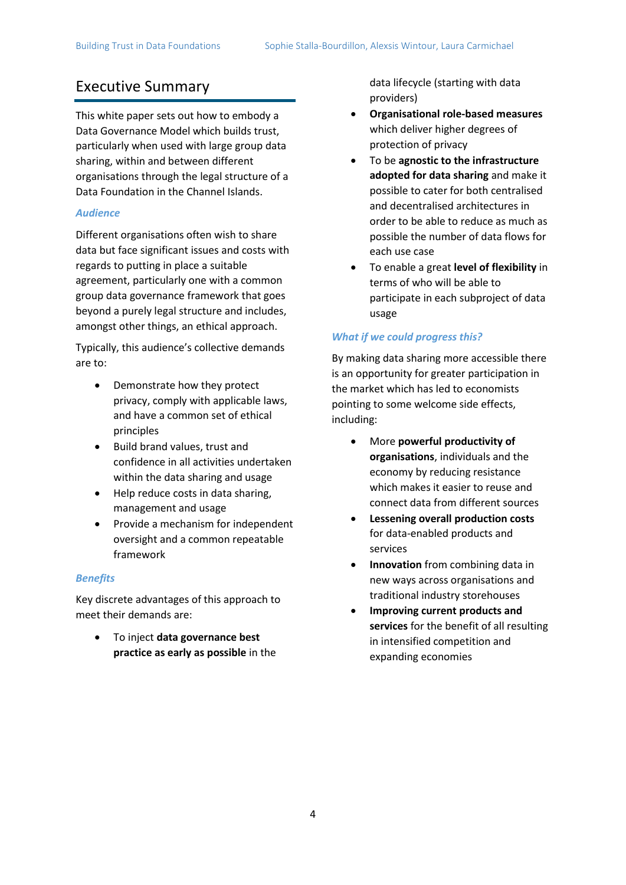# Executive Summary

This white paper sets out how to embody a Data Governance Model which builds trust, particularly when used with large group data sharing, within and between different organisations through the legal structure of a Data Foundation in the Channel Islands.

### *Audience*

Different organisations often wish to share data but face significant issues and costs with regards to putting in place a suitable agreement, particularly one with a common group data governance framework that goes beyond a purely legal structure and includes, amongst other things, an ethical approach.

Typically, this audience's collective demands are to:

- Demonstrate how they protect privacy, comply with applicable laws, and have a common set of ethical principles
- Build brand values, trust and confidence in all activities undertaken within the data sharing and usage
- Help reduce costs in data sharing, management and usage
- Provide a mechanism for independent oversight and a common repeatable framework

### *Benefits*

Key discrete advantages of this approach to meet their demands are:

- To inject **data governance best practice as early as possible** in the data lifecycle (starting with data providers)
- **Organisational role-based measures** which deliver higher degrees of protection of privacy
- To be **agnostic to the infrastructure adopted for data sharing** and make it possible to cater for both centralised and decentralised architectures in order to be able to reduce as much as possible the number of data flows for each use case
- To enable a great **level of flexibility** in terms of who will be able to participate in each subproject of data usage

### *What if we could progress this?*

By making data sharing more accessible there is an opportunity for greater participation in the market which has led to economists pointing to some welcome side effects, including:

- More **powerful productivity of organisations**, individuals and the economy by reducing resistance which makes it easier to reuse and connect data from different sources
- **Lessening overall production costs** for data-enabled products and services
- **Innovation** from combining data in new ways across organisations and traditional industry storehouses
- **Improving current products and services** for the benefit of all resulting in intensified competition and expanding economies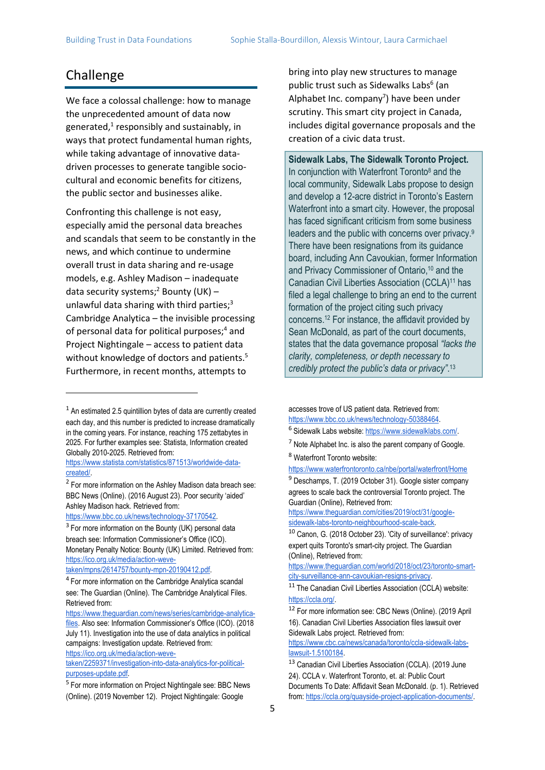## Challenge

We face a colossal challenge: how to manage the unprecedented amount of data now generated,[1] responsibly and sustainably, in ways that protect fundamental human rights, while taking advantage of innovative data-driven processes to generate tangible socio-cultural and economic benefits for citizens, the public sector and businesses alike.

Confronting this challenge is not easy, especially amid the personal data breaches and scandals that seem to be constantly in the news, and which continue to undermine overall trust in data sharing and re-usage models, e.g. Ashley Madison – inadequate data security systems;[2] Bounty (UK) – unlawful data sharing with third parties;[3] Cambridge Analytica – the invisible processing of personal data for political purposes;[4] and Project Nightingale – access to patient data without knowledge of doctors and patients.[5] Furthermore, in recent months, attempts to bring into play new structures to manage public trust such as Sidewalks Labs[6] (an Alphabet Inc. company[7]) have been under scrutiny. This smart city project in Canada, includes digital governance proposals and the creation of a civic data trust.

> **Sidewalk Labs, The Sidewalk Toronto Project.** In conjunction with Waterfront Toronto[8] and the local community, Sidewalk Labs propose to design and develop a 12-acre district in Toronto's Eastern Waterfront into a smart city. However, the proposal has faced significant criticism from some business leaders and the public with concerns over privacy.[9] There have been resignations from its guidance board, including Ann Cavoukian, former Information and Privacy Commissioner of Ontario,[10] and the Canadian Civil Liberties Association (CCLA)[11] has filed a legal challenge to bring an end to the current formation of the project citing such privacy concerns.[12] For instance, the affidavit provided by Sean McDonald, as part of the court documents, states that the data governance proposal *"lacks the clarity, completeness, or depth necessary to credibly protect the public's data or privacy"*.[13]

---

[1] An estimated 2.5 quintillion bytes of data are currently created each day, and this number is predicted to increase dramatically in the coming years. For instance, reaching 175 zettabytes in 2025. For further examples see: Statista, Information created Globally 2010-2025. Retrieved from: https://www.statista.com/statistics/871513/worldwide-data-created/.

[2] For more information on the Ashley Madison data breach see: BBC News (Online). (2016 August 23). Poor security 'aided' Ashley Madison hack. Retrieved from: https://www.bbc.co.uk/news/technology-37170542.

[3] For more information on the Bounty (UK) personal data breach see: Information Commissioner's Office (ICO). Monetary Penalty Notice: Bounty (UK) Limited. Retrieved from: https://ico.org.uk/media/action-weve-taken/mpns/2614757/bounty-mpn-20190412.pdf.

[4] For more information on the Cambridge Analytica scandal see: The Guardian (Online). The Cambridge Analytical Files. Retrieved from: https://www.theguardian.com/news/series/cambridge-analytica-files. Also see: Information Commissioner's Office (ICO). (2018 July 11). Investigation into the use of data analytics in political campaigns: Investigation update. Retrieved from: https://ico.org.uk/media/action-weve-taken/2259371/investigation-into-data-analytics-for-political-purposes-update.pdf.

[5] For more information on Project Nightingale see: BBC News (Online). (2019 November 12). Project Nightingale: Google accesses trove of US patient data. Retrieved from: https://www.bbc.co.uk/news/technology-50388464.

[6] Sidewalk Labs website: https://www.sidewalklabs.com/.

[7] Note Alphabet Inc. is also the parent company of Google.

[8] Waterfront Toronto website: https://www.waterfrontoronto.ca/nbe/portal/waterfront/Home

[9] Deschamps, T. (2019 October 31). Google sister company agrees to scale back the controversial Toronto project. The Guardian (Online), Retrieved from: https://www.theguardian.com/cities/2019/oct/31/google-sidewalk-labs-toronto-neighbourhood-scale-back.

[10] Canon, G. (2018 October 23). 'City of surveillance': privacy expert quits Toronto's smart-city project. The Guardian (Online), Retrieved from: https://www.theguardian.com/world/2018/oct/23/toronto-smart-city-surveillance-ann-cavoukian-resigns-privacy.

[11] The Canadian Civil Liberties Association (CCLA) website: https://ccla.org/.

[12] For more information see: CBC News (Online). (2019 April 16). Canadian Civil Liberties Association files lawsuit over Sidewalk Labs project. Retrieved from: https://www.cbc.ca/news/canada/toronto/ccla-sidewalk-labs-lawsuit-1.5100184.

[13] Canadian Civil Liberties Association (CCLA). (2019 June 24). CCLA v. Waterfront Toronto, et. al: Public Court Documents To Date: Affidavit Sean McDonald. (p. 1). Retrieved from: https://ccla.org/quayside-project-application-documents/.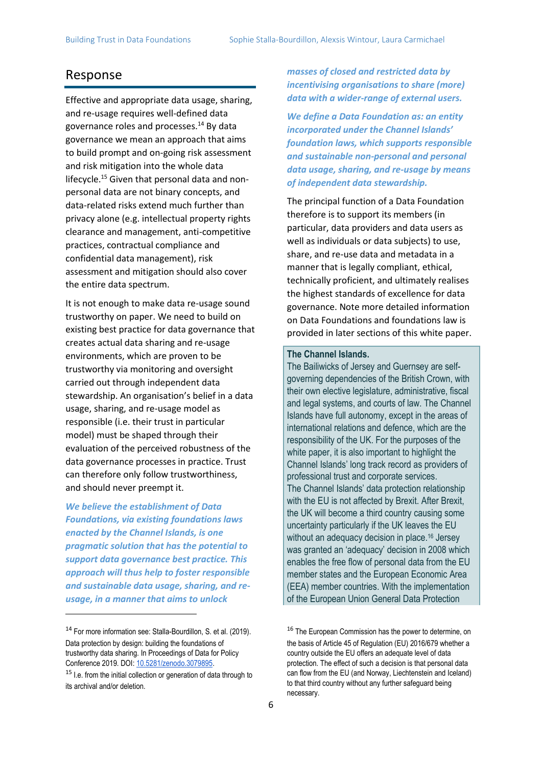## Response

Effective and appropriate data usage, sharing, and re-usage requires well-defined data governance roles and processes.[14] By data governance we mean an approach that aims to build prompt and on-going risk assessment and risk mitigation into the whole data lifecycle.[15] Given that personal data and non-personal data are not binary concepts, and data-related risks extend much further than privacy alone (e.g. intellectual property rights clearance and management, anti-competitive practices, contractual compliance and confidential data management), risk assessment and mitigation should also cover the entire data spectrum.

It is not enough to make data re-usage sound trustworthy on paper. We need to build on existing best practice for data governance that creates actual data sharing and re-usage environments, which are proven to be trustworthy via monitoring and oversight carried out through independent data stewardship. An organisation's belief in a data usage, sharing, and re-usage model as responsible (i.e. their trust in particular model) must be shaped through their evaluation of the perceived robustness of the data governance processes in practice. Trust can therefore only follow trustworthiness, and should never preempt it.

***We believe the establishment of Data Foundations, via existing foundations laws enacted by the Channel Islands, is one pragmatic solution that has the potential to support data governance best practice. This approach will thus help to foster responsible and sustainable data usage, sharing, and re-usage, in a manner that aims to unlock masses of closed and restricted data by incentivising organisations to share (more) data with a wider-range of external users.***

***We define a Data Foundation as: an entity incorporated under the Channel Islands' foundation laws, which supports responsible and sustainable non-personal and personal data usage, sharing, and re-usage by means of independent data stewardship.***

The principal function of a Data Foundation therefore is to support its members (in particular, data providers and data users as well as individuals or data subjects) to use, share, and re-use data and metadata in a manner that is legally compliant, ethical, technically proficient, and ultimately realises the highest standards of excellence for data governance. Note more detailed information on Data Foundations and foundations law is provided in later sections of this white paper.

**The Channel Islands.**
The Bailiwicks of Jersey and Guernsey are self-governing dependencies of the British Crown, with their own elective legislature, administrative, fiscal and legal systems, and courts of law. The Channel Islands have full autonomy, except in the areas of international relations and defence, which are the responsibility of the UK. For the purposes of the white paper, it is also important to highlight the Channel Islands' long track record as providers of professional trust and corporate services.
The Channel Islands' data protection relationship with the EU is not affected by Brexit. After Brexit, the UK will become a third country causing some uncertainty particularly if the UK leaves the EU without an adequacy decision in place.[16] Jersey was granted an 'adequacy' decision in 2008 which enables the free flow of personal data from the EU member states and the European Economic Area (EEA) member countries. With the implementation of the European Union General Data Protection

---

[14] For more information see: Stalla-Bourdillon, S. et al. (2019). Data protection by design: building the foundations of trustworthy data sharing. In Proceedings of Data for Policy Conference 2019. DOI: 10.5281/zenodo.3079895.

[15] I.e. from the initial collection or generation of data through to its archival and/or deletion.

[16] The European Commission has the power to determine, on the basis of Article 45 of Regulation (EU) 2016/679 whether a country outside the EU offers an adequate level of data protection. The effect of such a decision is that personal data can flow from the EU (and Norway, Liechtenstein and Iceland) to that third country without any further safeguard being necessary.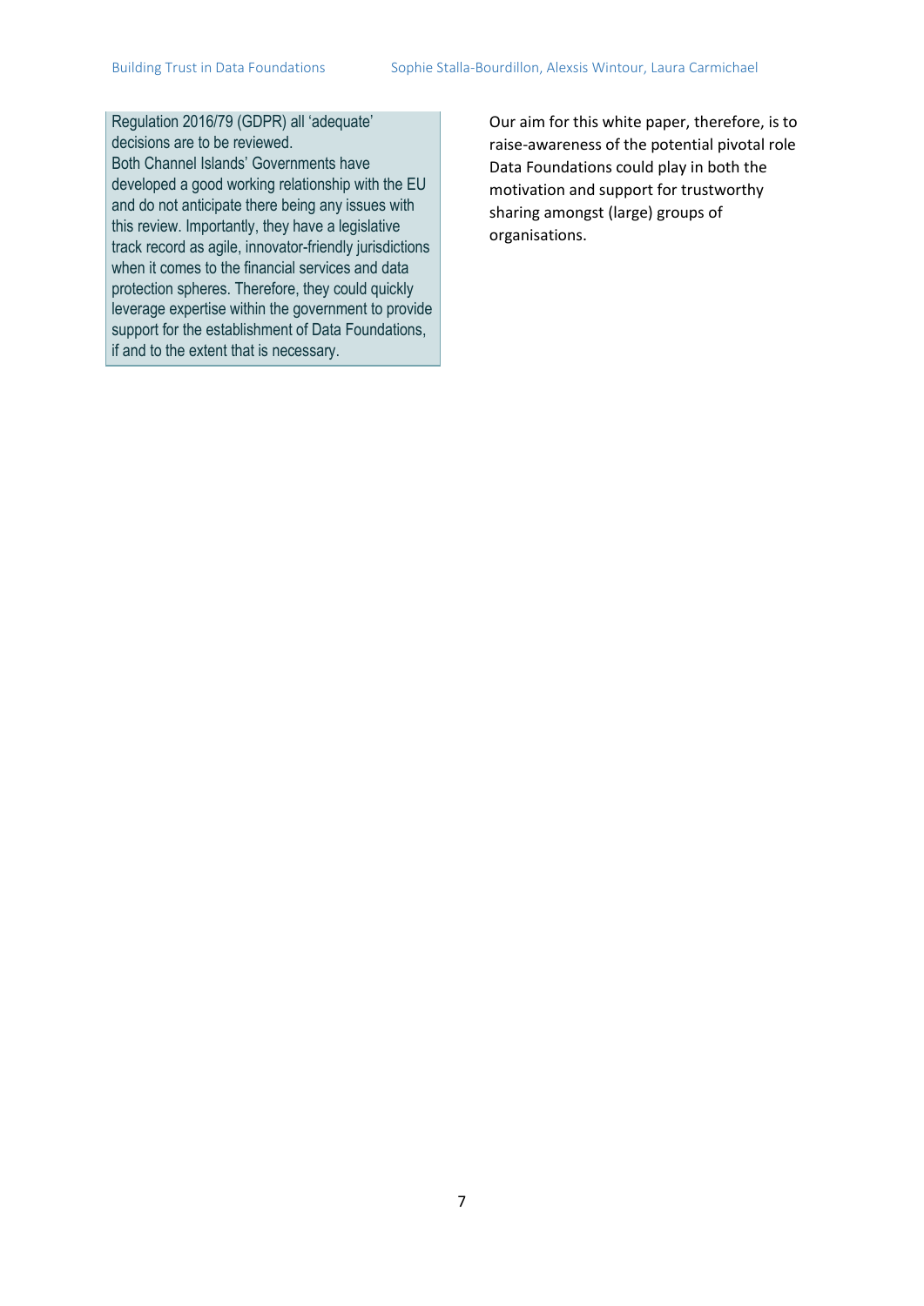Regulation 2016/79 (GDPR) all 'adequate' decisions are to be reviewed.
Both Channel Islands' Governments have developed a good working relationship with the EU and do not anticipate there being any issues with this review. Importantly, they have a legislative track record as agile, innovator-friendly jurisdictions when it comes to the financial services and data protection spheres. Therefore, they could quickly leverage expertise within the government to provide support for the establishment of Data Foundations, if and to the extent that is necessary.

Our aim for this white paper, therefore, is to raise-awareness of the potential pivotal role Data Foundations could play in both the motivation and support for trustworthy sharing amongst (large) groups of organisations.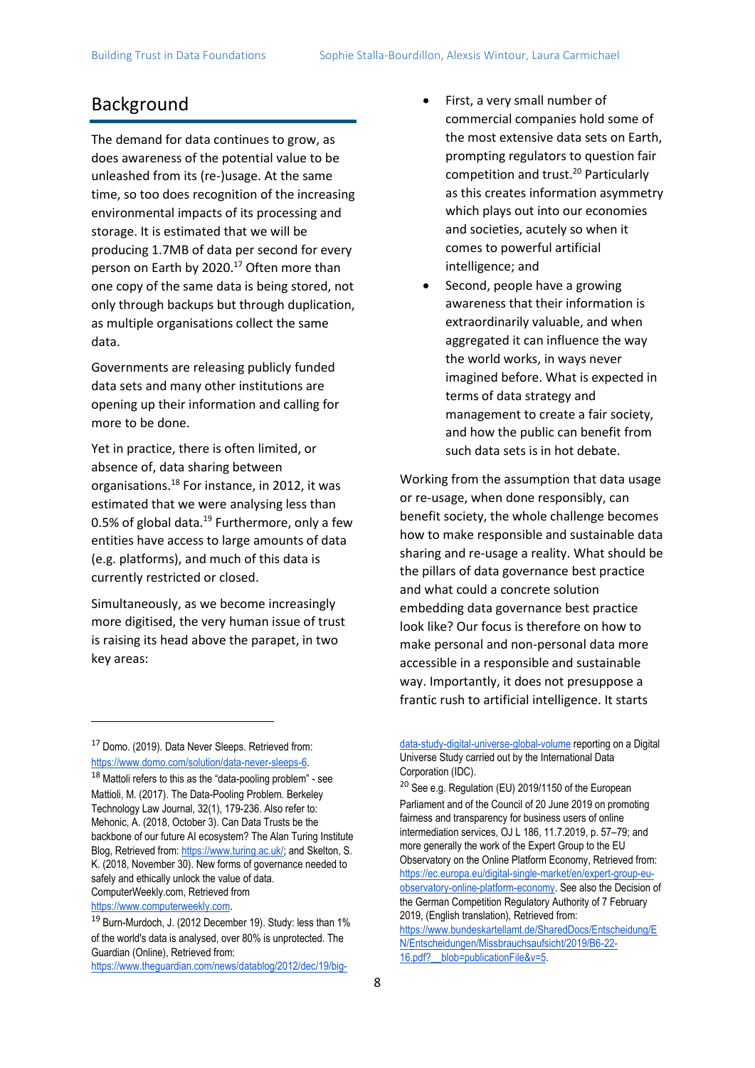## Background

The demand for data continues to grow, as does awareness of the potential value to be unleashed from its (re-)usage. At the same time, so too does recognition of the increasing environmental impacts of its processing and storage. It is estimated that we will be producing 1.7MB of data per second for every person on Earth by 2020.[17] Often more than one copy of the same data is being stored, not only through backups but through duplication, as multiple organisations collect the same data.

Governments are releasing publicly funded data sets and many other institutions are opening up their information and calling for more to be done.

Yet in practice, there is often limited, or absence of, data sharing between organisations.[18] For instance, in 2012, it was estimated that we were analysing less than 0.5% of global data.[19] Furthermore, only a few entities have access to large amounts of data (e.g. platforms), and much of this data is currently restricted or closed.

Simultaneously, as we become increasingly more digitised, the very human issue of trust is raising its head above the parapet, in two key areas:

- First, a very small number of commercial companies hold some of the most extensive data sets on Earth, prompting regulators to question fair competition and trust.[20] Particularly as this creates information asymmetry which plays out into our economies and societies, acutely so when it comes to powerful artificial intelligence; and
- Second, people have a growing awareness that their information is extraordinarily valuable, and when aggregated it can influence the way the world works, in ways never imagined before. What is expected in terms of data strategy and management to create a fair society, and how the public can benefit from such data sets is in hot debate.

Working from the assumption that data usage or re-usage, when done responsibly, can benefit society, the whole challenge becomes how to make responsible and sustainable data sharing and re-usage a reality. What should be the pillars of data governance best practice and what could a concrete solution embedding data governance best practice look like? Our focus is therefore on how to make personal and non-personal data more accessible in a responsible and sustainable way. Importantly, it does not presuppose a frantic rush to artificial intelligence. It starts

---

[17] Domo. (2019). Data Never Sleeps. Retrieved from: https://www.domo.com/solution/data-never-sleeps-6.

[18] Mattoli refers to this as the "data-pooling problem" - see Mattioli, M. (2017). The Data-Pooling Problem. Berkeley Technology Law Journal, 32(1), 179-236. Also refer to: Mehonic, A. (2018, October 3). Can Data Trusts be the backbone of our future AI ecosystem? The Alan Turing Institute Blog, Retrieved from: https://www.turing.ac.uk/; and Skelton, S. K. (2018, November 30). New forms of governance needed to safely and ethically unlock the value of data. ComputerWeekly.com, Retrieved from https://www.computerweekly.com.

[19] Burn-Murdoch, J. (2012 December 19). Study: less than 1% of the world's data is analysed, over 80% is unprotected. The Guardian (Online), Retrieved from: https://www.theguardian.com/news/datablog/2012/dec/19/big-data-study-digital-universe-global-volume reporting on a Digital Universe Study carried out by the International Data Corporation (IDC).

[20] See e.g. Regulation (EU) 2019/1150 of the European Parliament and of the Council of 20 June 2019 on promoting fairness and transparency for business users of online intermediation services, OJ L 186, 11.7.2019, p. 57–79; and more generally the work of the Expert Group to the EU Observatory on the Online Platform Economy, Retrieved from: https://ec.europa.eu/digital-single-market/en/expert-group-eu-observatory-online-platform-economy. See also the Decision of the German Competition Regulatory Authority of 7 February 2019, (English translation), Retrieved from: https://www.bundeskartellamt.de/SharedDocs/Entscheidung/EN/Entscheidungen/Missbrauchsaufsicht/2019/B6-22-16.pdf?__blob=publicationFile&v=5.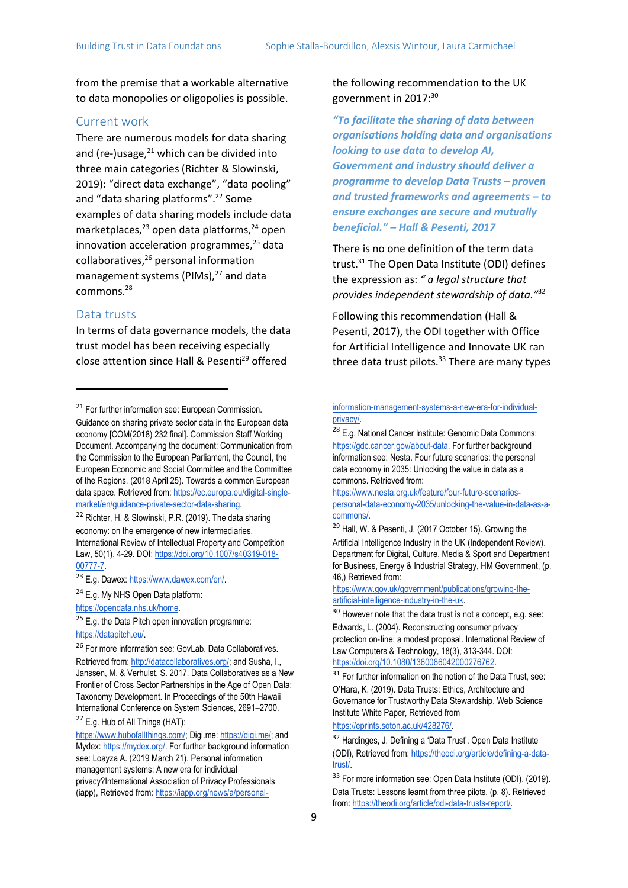from the premise that a workable alternative to data monopolies or oligopolies is possible.

## Current work

There are numerous models for data sharing and (re-)usage,[21] which can be divided into three main categories (Richter & Slowinski, 2019): "direct data exchange", "data pooling" and "data sharing platforms".[22] Some examples of data sharing models include data marketplaces,[23] open data platforms,[24] open innovation acceleration programmes,[25] data collaboratives,[26] personal information management systems (PIMs),[27] and data commons.[28]

## Data trusts

In terms of data governance models, the data trust model has been receiving especially close attention since Hall & Pesenti[29] offered the following recommendation to the UK government in 2017:[30]

***"To facilitate the sharing of data between organisations holding data and organisations looking to use data to develop AI, Government and industry should deliver a programme to develop Data Trusts – proven and trusted frameworks and agreements – to ensure exchanges are secure and mutually beneficial." – Hall & Pesenti, 2017***

There is no one definition of the term data trust.[31] The Open Data Institute (ODI) defines the expression as: *" a legal structure that provides independent stewardship of data."*[32]

Following this recommendation (Hall & Pesenti, 2017), the ODI together with Office for Artificial Intelligence and Innovate UK ran three data trust pilots.[33] There are many types

---

[21] For further information see: European Commission. Guidance on sharing private sector data in the European data economy [COM(2018) 232 final]. Commission Staff Working Document. Accompanying the document: Communication from the Commission to the European Parliament, the Council, the European Economic and Social Committee and the Committee of the Regions. (2018 April 25). Towards a common European data space. Retrieved from: https://ec.europa.eu/digital-single-market/en/guidance-private-sector-data-sharing.

[22] Richter, H. & Slowinski, P.R. (2019). The data sharing economy: on the emergence of new intermediaries. International Review of Intellectual Property and Competition Law, 50(1), 4-29. DOI: https://doi.org/10.1007/s40319-018-00777-7.

[23] E.g. Dawex: https://www.dawex.com/en/.

[24] E.g. My NHS Open Data platform: https://opendata.nhs.uk/home.

[25] E.g. the Data Pitch open innovation programme: https://datapitch.eu/.

[26] For more information see: GovLab. Data Collaboratives. Retrieved from: http://datacollaboratives.org/; and Susha, I., Janssen, M. & Verhulst, S. 2017. Data Collaboratives as a New Frontier of Cross Sector Partnerships in the Age of Open Data: Taxonomy Development. In Proceedings of the 50th Hawaii International Conference on System Sciences, 2691–2700.

[27] E.g. Hub of All Things (HAT): https://www.hubofallthings.com/; Digi.me: https://digi.me/; and Mydex: https://mydex.org/. For further background information see: Loayza A. (2019 March 21). Personal information management systems: A new era for individual privacy?International Association of Privacy Professionals (iapp), Retrieved from: https://iapp.org/news/a/personal-information-management-systems-a-new-era-for-individual-privacy/.

[28] E.g. National Cancer Institute: Genomic Data Commons: https://gdc.cancer.gov/about-data. For further background information see: Nesta. Four future scenarios: the personal data economy in 2035: Unlocking the value in data as a commons. Retrieved from: https://www.nesta.org.uk/feature/four-future-scenarios-personal-data-economy-2035/unlocking-the-value-in-data-as-a-commons/.

[29] Hall, W. & Pesenti, J. (2017 October 15). Growing the Artificial Intelligence Industry in the UK (Independent Review). Department for Digital, Culture, Media & Sport and Department for Business, Energy & Industrial Strategy, HM Government, (p. 46,) Retrieved from: https://www.gov.uk/government/publications/growing-the-artificial-intelligence-industry-in-the-uk.

[30] However note that the data trust is not a concept, e.g. see: Edwards, L. (2004). Reconstructing consumer privacy protection on-line: a modest proposal. International Review of Law Computers & Technology, 18(3), 313-344. DOI: https://doi.org/10.1080/1360086042000276762.

[31] For further information on the notion of the Data Trust, see: O'Hara, K. (2019). Data Trusts: Ethics, Architecture and Governance for Trustworthy Data Stewardship. Web Science Institute White Paper, Retrieved from https://eprints.soton.ac.uk/428276/.

[32] Hardinges, J. Defining a 'Data Trust'. Open Data Institute (ODI), Retrieved from: https://theodi.org/article/defining-a-data-trust/.

[33] For more information see: Open Data Institute (ODI). (2019). Data Trusts: Lessons learnt from three pilots. (p. 8). Retrieved from: https://theodi.org/article/odi-data-trusts-report/.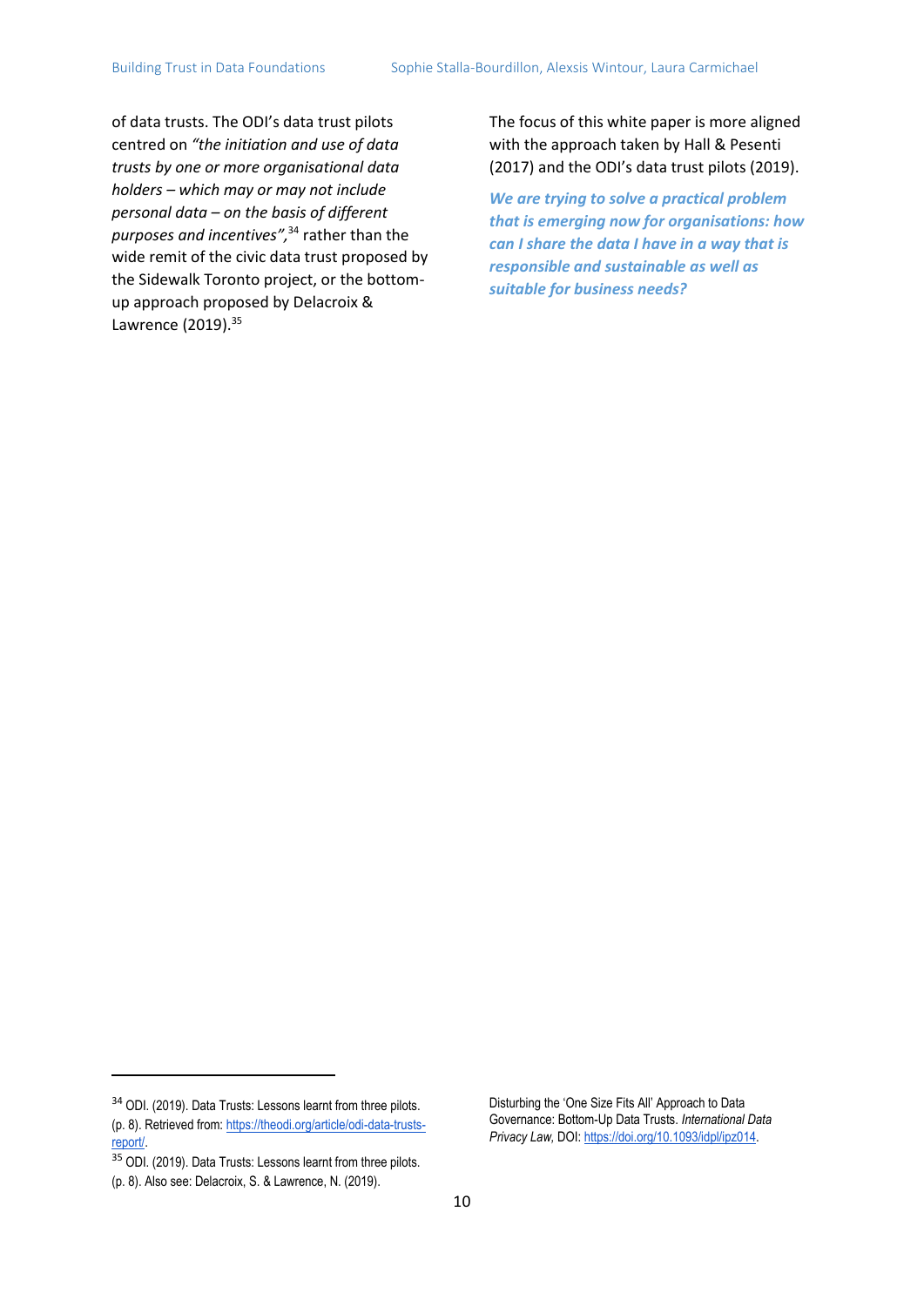of data trusts. The ODI's data trust pilots centred on *"the initiation and use of data trusts by one or more organisational data holders – which may or may not include personal data – on the basis of different purposes and incentives",*[34] rather than the wide remit of the civic data trust proposed by the Sidewalk Toronto project, or the bottom-up approach proposed by Delacroix & Lawrence (2019).[35]

The focus of this white paper is more aligned with the approach taken by Hall & Pesenti (2017) and the ODI's data trust pilots (2019).

***We are trying to solve a practical problem that is emerging now for organisations: how can I share the data I have in a way that is responsible and sustainable as well as suitable for business needs?***

---

[34] ODI. (2019). Data Trusts: Lessons learnt from three pilots. (p. 8). Retrieved from: https://theodi.org/article/odi-data-trusts-report/.

[35] ODI. (2019). Data Trusts: Lessons learnt from three pilots. (p. 8). Also see: Delacroix, S. & Lawrence, N. (2019). Disturbing the 'One Size Fits All' Approach to Data Governance: Bottom-Up Data Trusts. *International Data Privacy Law,* DOI: https://doi.org/10.1093/idpl/ipz014.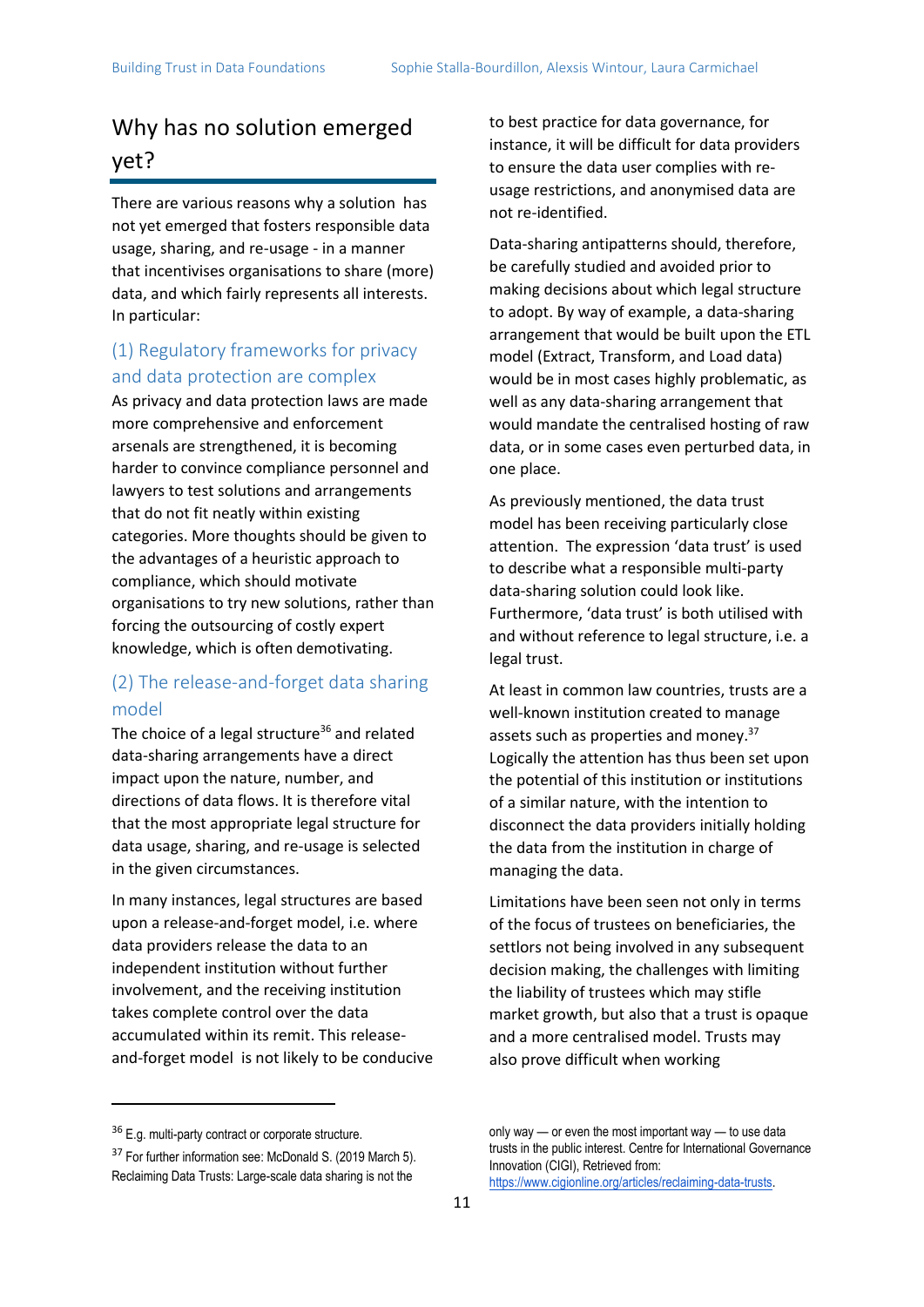## Why has no solution emerged yet?

There are various reasons why a solution has not yet emerged that fosters responsible data usage, sharing, and re-usage - in a manner that incentivises organisations to share (more) data, and which fairly represents all interests. In particular:

### (1) Regulatory frameworks for privacy and data protection are complex

As privacy and data protection laws are made more comprehensive and enforcement arsenals are strengthened, it is becoming harder to convince compliance personnel and lawyers to test solutions and arrangements that do not fit neatly within existing categories. More thoughts should be given to the advantages of a heuristic approach to compliance, which should motivate organisations to try new solutions, rather than forcing the outsourcing of costly expert knowledge, which is often demotivating.

### (2) The release-and-forget data sharing model

The choice of a legal structure[36] and related data-sharing arrangements have a direct impact upon the nature, number, and directions of data flows. It is therefore vital that the most appropriate legal structure for data usage, sharing, and re-usage is selected in the given circumstances.

In many instances, legal structures are based upon a release-and-forget model, i.e. where data providers release the data to an independent institution without further involvement, and the receiving institution takes complete control over the data accumulated within its remit. This release-and-forget model is not likely to be conducive to best practice for data governance, for instance, it will be difficult for data providers to ensure the data user complies with re-usage restrictions, and anonymised data are not re-identified.

Data-sharing antipatterns should, therefore, be carefully studied and avoided prior to making decisions about which legal structure to adopt. By way of example, a data-sharing arrangement that would be built upon the ETL model (Extract, Transform, and Load data) would be in most cases highly problematic, as well as any data-sharing arrangement that would mandate the centralised hosting of raw data, or in some cases even perturbed data, in one place.

As previously mentioned, the data trust model has been receiving particularly close attention. The expression 'data trust' is used to describe what a responsible multi-party data-sharing solution could look like. Furthermore, 'data trust' is both utilised with and without reference to legal structure, i.e. a legal trust.

At least in common law countries, trusts are a well-known institution created to manage assets such as properties and money.[37] Logically the attention has thus been set upon the potential of this institution or institutions of a similar nature, with the intention to disconnect the data providers initially holding the data from the institution in charge of managing the data.

Limitations have been seen not only in terms of the focus of trustees on beneficiaries, the settlors not being involved in any subsequent decision making, the challenges with limiting the liability of trustees which may stifle market growth, but also that a trust is opaque and a more centralised model. Trusts may also prove difficult when working

---

[36] E.g. multi-party contract or corporate structure.

[37] For further information see: McDonald S. (2019 March 5). Reclaiming Data Trusts: Large-scale data sharing is not the only way — or even the most important way — to use data trusts in the public interest. Centre for International Governance Innovation (CIGI), Retrieved from: https://www.cigionline.org/articles/reclaiming-data-trusts.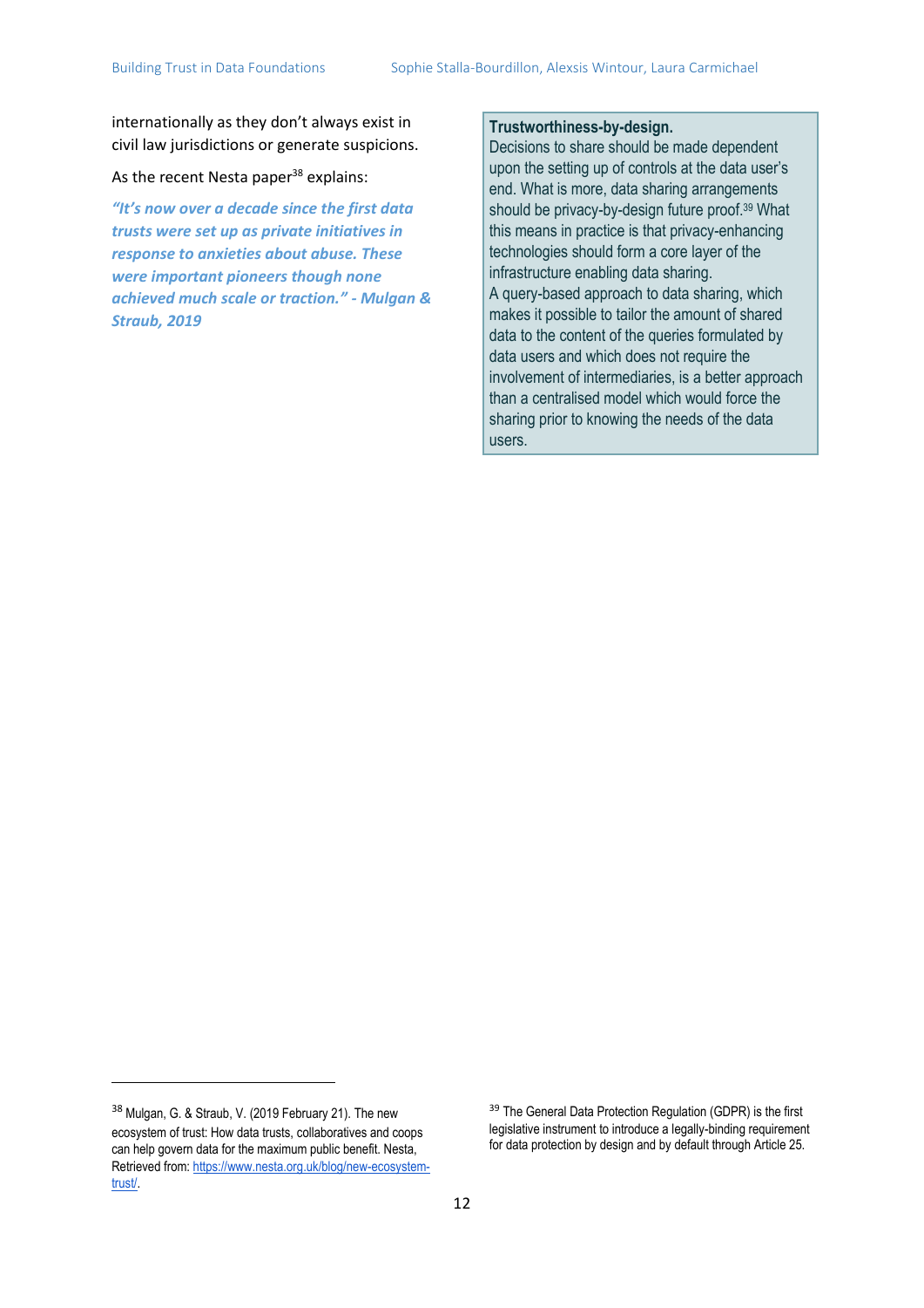internationally as they don't always exist in civil law jurisdictions or generate suspicions.

As the recent Nesta paper[38] explains:

***"It's now over a decade since the first data trusts were set up as private initiatives in response to anxieties about abuse. These were important pioneers though none achieved much scale or traction." - Mulgan & Straub, 2019***

**Trustworthiness-by-design.**
Decisions to share should be made dependent upon the setting up of controls at the data user's end. What is more, data sharing arrangements should be privacy-by-design future proof.[39] What this means in practice is that privacy-enhancing technologies should form a core layer of the infrastructure enabling data sharing.
A query-based approach to data sharing, which makes it possible to tailor the amount of shared data to the content of the queries formulated by data users and which does not require the involvement of intermediaries, is a better approach than a centralised model which would force the sharing prior to knowing the needs of the data users.

---

[38] Mulgan, G. & Straub, V. (2019 February 21). The new ecosystem of trust: How data trusts, collaboratives and coops can help govern data for the maximum public benefit. Nesta, Retrieved from: https://www.nesta.org.uk/blog/new-ecosystem-trust/.

[39] The General Data Protection Regulation (GDPR) is the first legislative instrument to introduce a legally-binding requirement for data protection by design and by default through Article 25.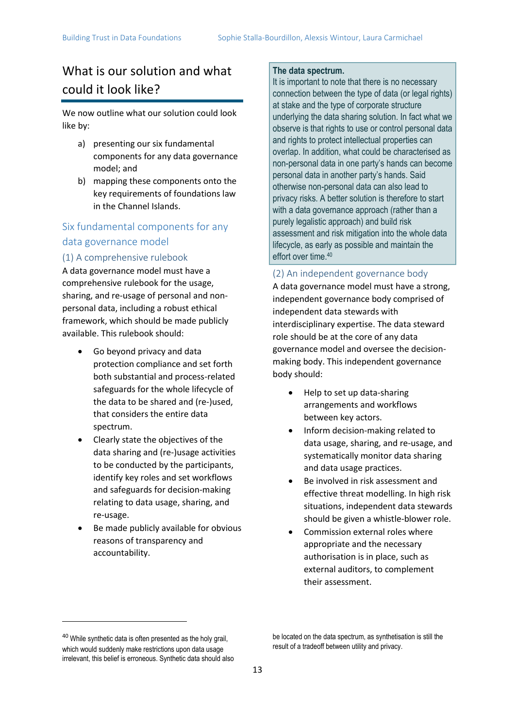## What is our solution and what could it look like?

We now outline what our solution could look like by:

a) presenting our six fundamental components for any data governance model; and
b) mapping these components onto the key requirements of foundations law in the Channel Islands.

### Six fundamental components for any data governance model

#### (1) A comprehensive rulebook

A data governance model must have a comprehensive rulebook for the usage, sharing, and re-usage of personal and non-personal data, including a robust ethical framework, which should be made publicly available. This rulebook should:

- Go beyond privacy and data protection compliance and set forth both substantial and process-related safeguards for the whole lifecycle of the data to be shared and (re-)used, that considers the entire data spectrum.
- Clearly state the objectives of the data sharing and (re-)usage activities to be conducted by the participants, identify key roles and set workflows and safeguards for decision-making relating to data usage, sharing, and re-usage.
- Be made publicly available for obvious reasons of transparency and accountability.

> **The data spectrum.**
> It is important to note that there is no necessary connection between the type of data (or legal rights) at stake and the type of corporate structure underlying the data sharing solution. In fact what we observe is that rights to use or control personal data and rights to protect intellectual properties can overlap. In addition, what could be characterised as non-personal data in one party's hands can become personal data in another party's hands. Said otherwise non-personal data can also lead to privacy risks. A better solution is therefore to start with a data governance approach (rather than a purely legalistic approach) and build risk assessment and risk mitigation into the whole data lifecycle, as early as possible and maintain the effort over time.[40]

#### (2) An independent governance body

A data governance model must have a strong, independent governance body comprised of independent data stewards with interdisciplinary expertise. The data steward role should be at the core of any data governance model and oversee the decision-making body. This independent governance body should:

- Help to set up data-sharing arrangements and workflows between key actors.
- Inform decision-making related to data usage, sharing, and re-usage, and systematically monitor data sharing and data usage practices.
- Be involved in risk assessment and effective threat modelling. In high risk situations, independent data stewards should be given a whistle-blower role.
- Commission external roles where appropriate and the necessary authorisation is in place, such as external auditors, to complement their assessment.

---

[40] While synthetic data is often presented as the holy grail, which would suddenly make restrictions upon data usage irrelevant, this belief is erroneous. Synthetic data should also be located on the data spectrum, as synthetisation is still the result of a tradeoff between utility and privacy.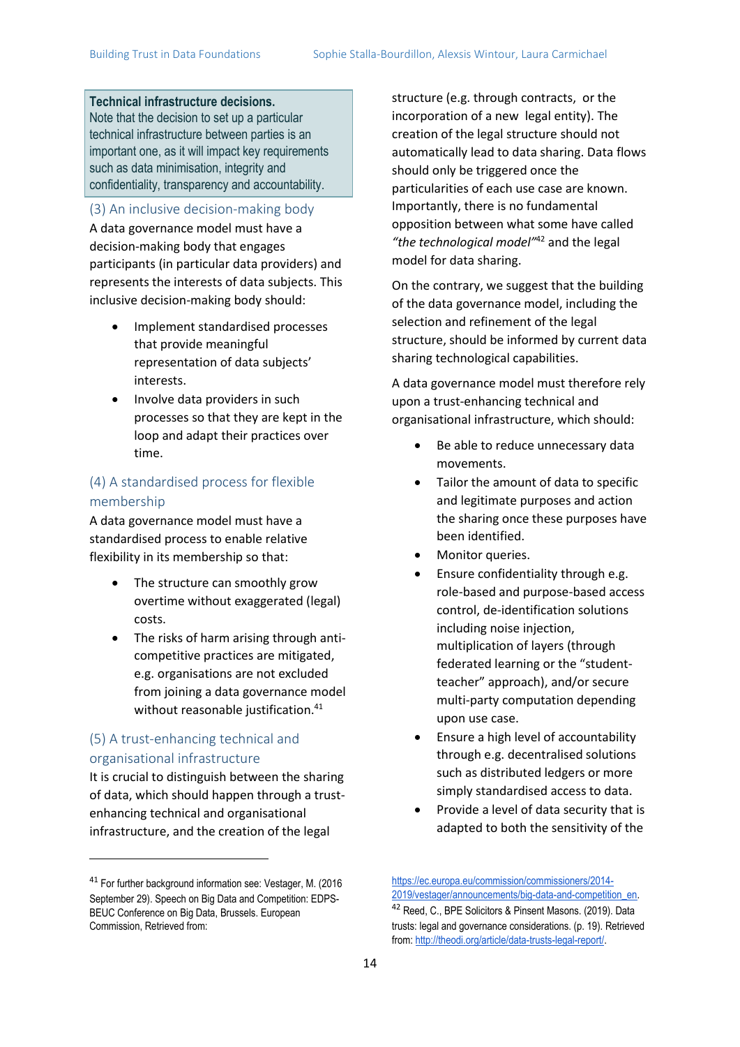**Technical infrastructure decisions.**
Note that the decision to set up a particular technical infrastructure between parties is an important one, as it will impact key requirements such as data minimisation, integrity and confidentiality, transparency and accountability.

### (3) An inclusive decision-making body

A data governance model must have a decision-making body that engages participants (in particular data providers) and represents the interests of data subjects. This inclusive decision-making body should:

- Implement standardised processes that provide meaningful representation of data subjects' interests.
- Involve data providers in such processes so that they are kept in the loop and adapt their practices over time.

### (4) A standardised process for flexible membership

A data governance model must have a standardised process to enable relative flexibility in its membership so that:

- The structure can smoothly grow overtime without exaggerated (legal) costs.
- The risks of harm arising through anti-competitive practices are mitigated, e.g. organisations are not excluded from joining a data governance model without reasonable justification.[41]

### (5) A trust-enhancing technical and organisational infrastructure

It is crucial to distinguish between the sharing of data, which should happen through a trust-enhancing technical and organisational infrastructure, and the creation of the legal structure (e.g. through contracts, or the incorporation of a new legal entity). The creation of the legal structure should not automatically lead to data sharing. Data flows should only be triggered once the particularities of each use case are known. Importantly, there is no fundamental opposition between what some have called *"the technological model"*[42] and the legal model for data sharing.

On the contrary, we suggest that the building of the data governance model, including the selection and refinement of the legal structure, should be informed by current data sharing technological capabilities.

A data governance model must therefore rely upon a trust-enhancing technical and organisational infrastructure, which should:

- Be able to reduce unnecessary data movements.
- Tailor the amount of data to specific and legitimate purposes and action the sharing once these purposes have been identified.
- Monitor queries.
- Ensure confidentiality through e.g. role-based and purpose-based access control, de-identification solutions including noise injection, multiplication of layers (through federated learning or the "student-teacher" approach), and/or secure multi-party computation depending upon use case.
- Ensure a high level of accountability through e.g. decentralised solutions such as distributed ledgers or more simply standardised access to data.
- Provide a level of data security that is adapted to both the sensitivity of the

---

[41] For further background information see: Vestager, M. (2016 September 29). Speech on Big Data and Competition: EDPS-BEUC Conference on Big Data, Brussels. European Commission, Retrieved from: https://ec.europa.eu/commission/commissioners/2014-2019/vestager/announcements/big-data-and-competition_en.

[42] Reed, C., BPE Solicitors & Pinsent Masons. (2019). Data trusts: legal and governance considerations. (p. 19). Retrieved from: http://theodi.org/article/data-trusts-legal-report/.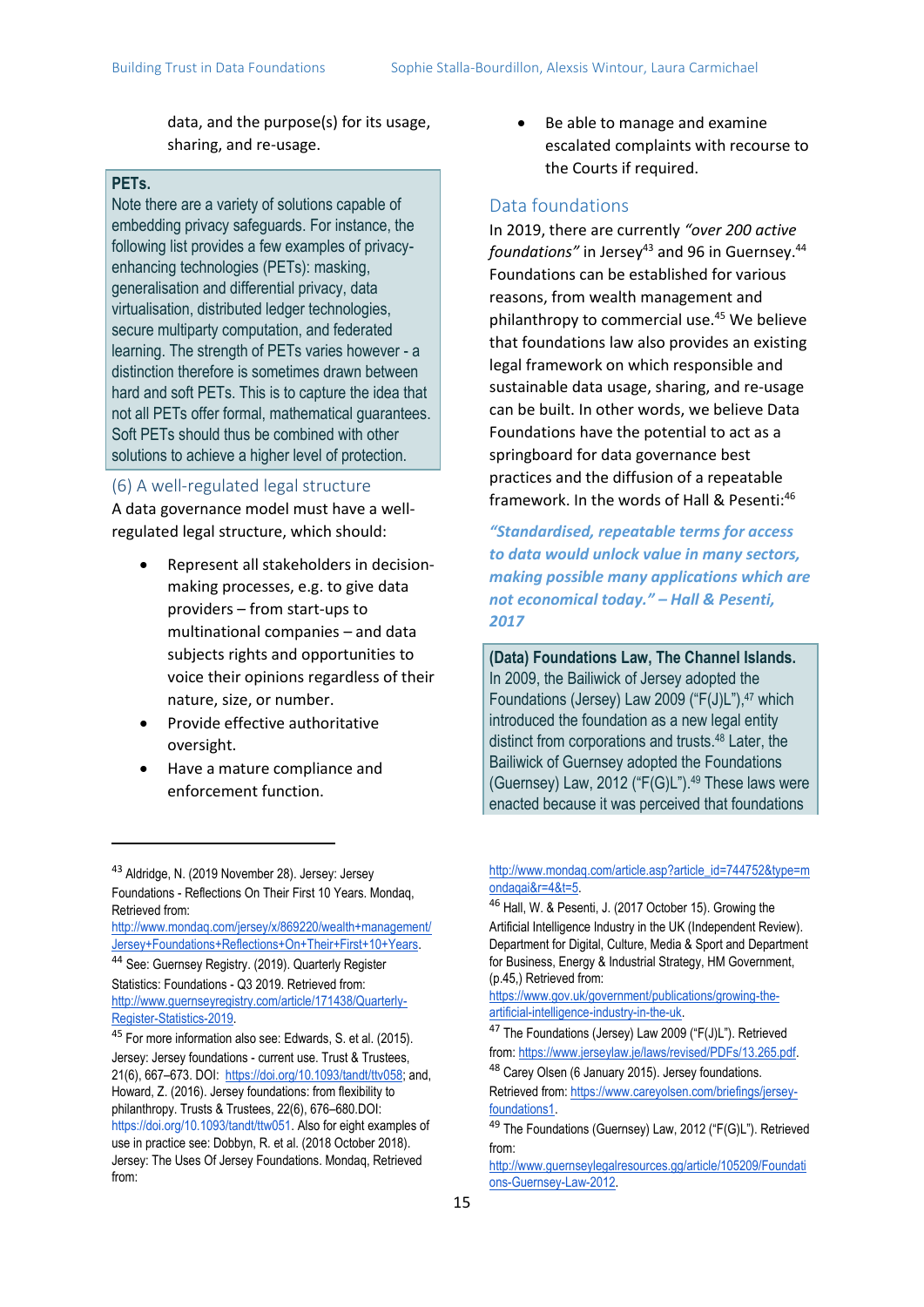data, and the purpose(s) for its usage, sharing, and re-usage.

**PETs.**
Note there are a variety of solutions capable of embedding privacy safeguards. For instance, the following list provides a few examples of privacy-enhancing technologies (PETs): masking, generalisation and differential privacy, data virtualisation, distributed ledger technologies, secure multiparty computation, and federated learning. The strength of PETs varies however - a distinction therefore is sometimes drawn between hard and soft PETs. This is to capture the idea that not all PETs offer formal, mathematical guarantees. Soft PETs should thus be combined with other solutions to achieve a higher level of protection.

### (6) A well-regulated legal structure

A data governance model must have a well-regulated legal structure, which should:

- Represent all stakeholders in decision-making processes, e.g. to give data providers – from start-ups to multinational companies – and data subjects rights and opportunities to voice their opinions regardless of their nature, size, or number.
- Provide effective authoritative oversight.
- Have a mature compliance and enforcement function.
- Be able to manage and examine escalated complaints with recourse to the Courts if required.

## Data foundations

In 2019, there are currently *"over 200 active foundations"* in Jersey[43] and 96 in Guernsey.[44] Foundations can be established for various reasons, from wealth management and philanthropy to commercial use.[45] We believe that foundations law also provides an existing legal framework on which responsible and sustainable data usage, sharing, and re-usage can be built. In other words, we believe Data Foundations have the potential to act as a springboard for data governance best practices and the diffusion of a repeatable framework. In the words of Hall & Pesenti:[46]

***"Standardised, repeatable terms for access to data would unlock value in many sectors, making possible many applications which are not economical today." – Hall & Pesenti, 2017***

**(Data) Foundations Law, The Channel Islands.**
In 2009, the Bailiwick of Jersey adopted the Foundations (Jersey) Law 2009 ("F(J)L"),[47] which introduced the foundation as a new legal entity distinct from corporations and trusts.[48] Later, the Bailiwick of Guernsey adopted the Foundations (Guernsey) Law, 2012 ("F(G)L").[49] These laws were enacted because it was perceived that foundations

---

[43] Aldridge, N. (2019 November 28). Jersey: Jersey Foundations - Reflections On Their First 10 Years. Mondaq, Retrieved from: http://www.mondaq.com/jersey/x/869220/wealth+management/Jersey+Foundations+Reflections+On+Their+First+10+Years.

[44] See: Guernsey Registry. (2019). Quarterly Register Statistics: Foundations - Q3 2019. Retrieved from: http://www.guernseyregistry.com/article/171438/Quarterly-Register-Statistics-2019.

[45] For more information also see: Edwards, S. et al. (2015). Jersey: Jersey foundations - current use. Trust & Trustees, 21(6), 667–673. DOI: https://doi.org/10.1093/tandt/ttv058; and, Howard, Z. (2016). Jersey foundations: from flexibility to philanthropy. Trusts & Trustees, 22(6), 676–680.DOI: https://doi.org/10.1093/tandt/ttw051. Also for eight examples of use in practice see: Dobbyn, R. et al. (2018 October 2018). Jersey: The Uses Of Jersey Foundations. Mondaq, Retrieved from: http://www.mondaq.com/article.asp?article_id=744752&type=mondaqai&r=4&t=5.

[46] Hall, W. & Pesenti, J. (2017 October 15). Growing the Artificial Intelligence Industry in the UK (Independent Review). Department for Digital, Culture, Media & Sport and Department for Business, Energy & Industrial Strategy, HM Government, (p.45,) Retrieved from: https://www.gov.uk/government/publications/growing-the-artificial-intelligence-industry-in-the-uk.

[47] The Foundations (Jersey) Law 2009 ("F(J)L"). Retrieved from: https://www.jerseylaw.je/laws/revised/PDFs/13.265.pdf.

[48] Carey Olsen (6 January 2015). Jersey foundations. Retrieved from: https://www.careyolsen.com/briefings/jersey-foundations1.

[49] The Foundations (Guernsey) Law, 2012 ("F(G)L"). Retrieved from: http://www.guernseylegalresources.gg/article/105209/Foundations-Guernsey-Law-2012.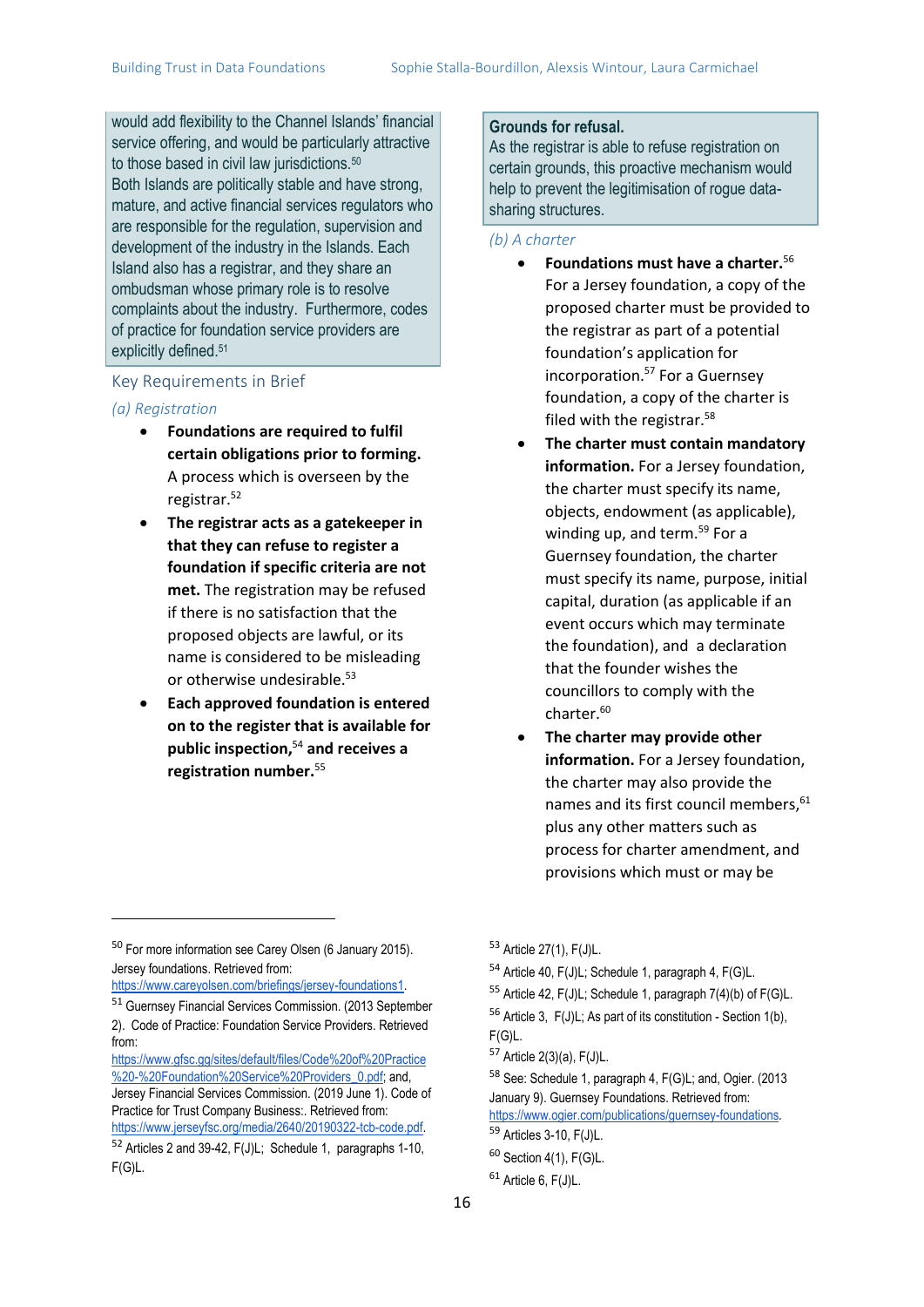would add flexibility to the Channel Islands' financial service offering, and would be particularly attractive to those based in civil law jurisdictions.[50]
Both Islands are politically stable and have strong, mature, and active financial services regulators who are responsible for the regulation, supervision and development of the industry in the Islands. Each Island also has a registrar, and they share an ombudsman whose primary role is to resolve complaints about the industry. Furthermore, codes of practice for foundation service providers are explicitly defined.[51]

## Key Requirements in Brief

### *(a) Registration*

- **Foundations are required to fulfil certain obligations prior to forming.** A process which is overseen by the registrar.[52]
- **The registrar acts as a gatekeeper in that they can refuse to register a foundation if specific criteria are not met.** The registration may be refused if there is no satisfaction that the proposed objects are lawful, or its name is considered to be misleading or otherwise undesirable.[53]
- **Each approved foundation is entered on to the register that is available for public inspection,**[54] **and receives a registration number.**[55]

**Grounds for refusal.**
As the registrar is able to refuse registration on certain grounds, this proactive mechanism would help to prevent the legitimisation of rogue data-sharing structures.

### *(b) A charter*

- **Foundations must have a charter.**[56] For a Jersey foundation, a copy of the proposed charter must be provided to the registrar as part of a potential foundation's application for incorporation.[57] For a Guernsey foundation, a copy of the charter is filed with the registrar.[58]
- **The charter must contain mandatory information.** For a Jersey foundation, the charter must specify its name, objects, endowment (as applicable), winding up, and term.[59] For a Guernsey foundation, the charter must specify its name, purpose, initial capital, duration (as applicable if an event occurs which may terminate the foundation), and a declaration that the founder wishes the councillors to comply with the charter.[60]
- **The charter may provide other information.** For a Jersey foundation, the charter may also provide the names and its first council members,[61] plus any other matters such as process for charter amendment, and provisions which must or may be

---

[50] For more information see Carey Olsen (6 January 2015). Jersey foundations. Retrieved from: https://www.careyolsen.com/briefings/jersey-foundations1.

[51] Guernsey Financial Services Commission. (2013 September 2). Code of Practice: Foundation Service Providers. Retrieved from: https://www.gfsc.gg/sites/default/files/Code%20of%20Practice%20-%20Foundation%20Service%20Providers_0.pdf; and, Jersey Financial Services Commission. (2019 June 1). Code of Practice for Trust Company Business:. Retrieved from: https://www.jerseyfsc.org/media/2640/20190322-tcb-code.pdf.

[52] Articles 2 and 39-42, F(J)L; Schedule 1, paragraphs 1-10, F(G)L.

[53] Article 27(1), F(J)L.

[54] Article 40, F(J)L; Schedule 1, paragraph 4, F(G)L.

[55] Article 42, F(J)L; Schedule 1, paragraph 7(4)(b) of F(G)L.

[56] Article 3, F(J)L; As part of its constitution - Section 1(b), F(G)L.

[57] Article 2(3)(a), F(J)L.

[58] See: Schedule 1, paragraph 4, F(G)L; and, Ogier. (2013 January 9). Guernsey Foundations. Retrieved from: https://www.ogier.com/publications/guernsey-foundations.

[59] Articles 3-10, F(J)L.

[60] Section 4(1), F(G)L.

[61] Article 6, F(J)L.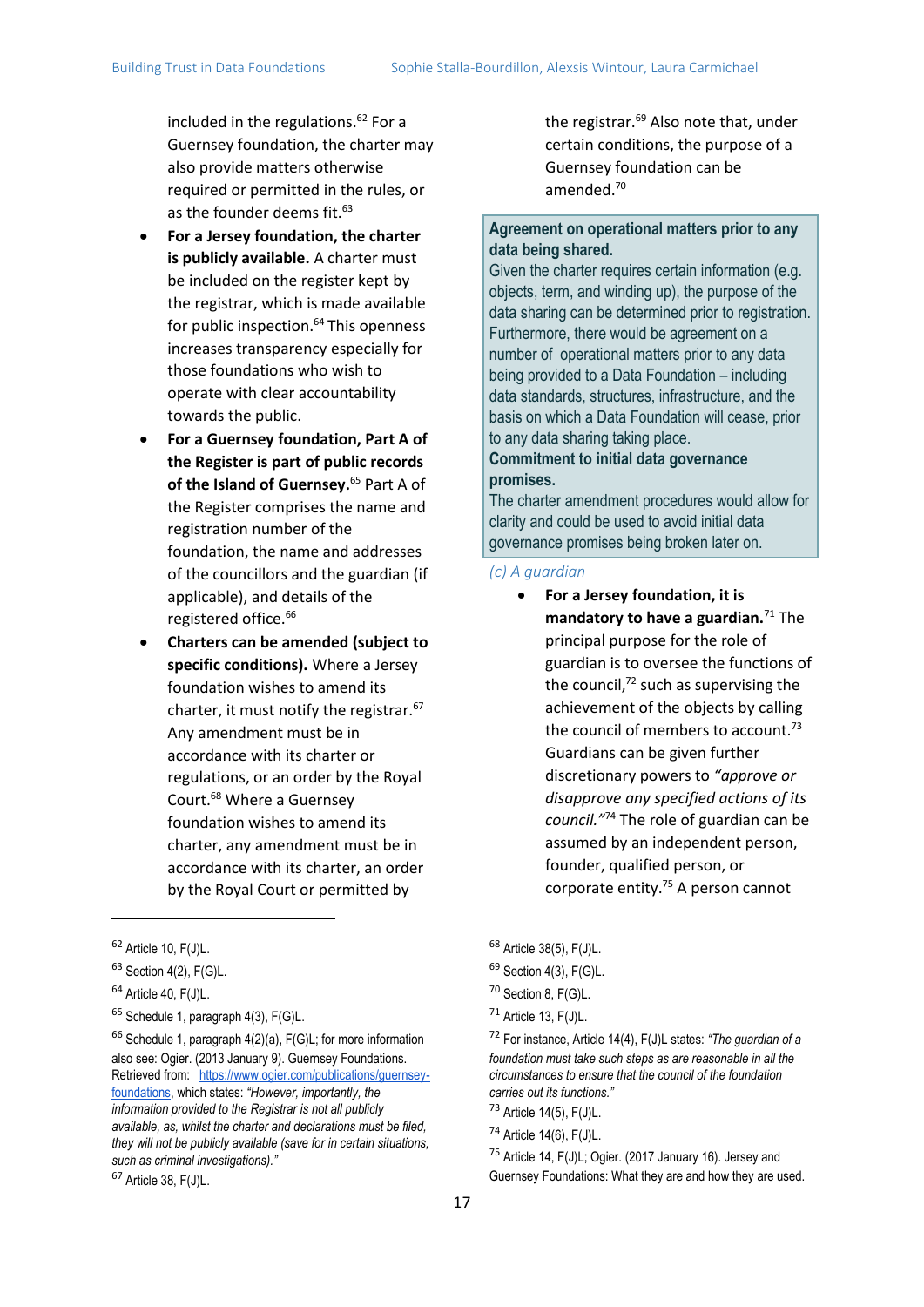included in the regulations.[62] For a Guernsey foundation, the charter may also provide matters otherwise required or permitted in the rules, or as the founder deems fit.[63]

- **For a Jersey foundation, the charter is publicly available.** A charter must be included on the register kept by the registrar, which is made available for public inspection.[64] This openness increases transparency especially for those foundations who wish to operate with clear accountability towards the public.
- **For a Guernsey foundation, Part A of the Register is part of public records of the Island of Guernsey.**[65] Part A of the Register comprises the name and registration number of the foundation, the name and addresses of the councillors and the guardian (if applicable), and details of the registered office.[66]
- **Charters can be amended (subject to specific conditions).** Where a Jersey foundation wishes to amend its charter, it must notify the registrar.[67] Any amendment must be in accordance with its charter or regulations, or an order by the Royal Court.[68] Where a Guernsey foundation wishes to amend its charter, any amendment must be in accordance with its charter, an order by the Royal Court or permitted by the registrar.[69] Also note that, under certain conditions, the purpose of a Guernsey foundation can be amended.[70]

> **Agreement on operational matters prior to any data being shared.**
> Given the charter requires certain information (e.g. objects, term, and winding up), the purpose of the data sharing can be determined prior to registration. Furthermore, there would be agreement on a number of operational matters prior to any data being provided to a Data Foundation – including data standards, structures, infrastructure, and the basis on which a Data Foundation will cease, prior to any data sharing taking place.
> **Commitment to initial data governance promises.**
> The charter amendment procedures would allow for clarity and could be used to avoid initial data governance promises being broken later on.

*(c) A guardian*

- **For a Jersey foundation, it is mandatory to have a guardian.**[71] The principal purpose for the role of guardian is to oversee the functions of the council,[72] such as supervising the achievement of the objects by calling the council of members to account.[73] Guardians can be given further discretionary powers to *"approve or disapprove any specified actions of its council."*[74] The role of guardian can be assumed by an independent person, founder, qualified person, or corporate entity.[75] A person cannot

---

[62] Article 10, F(J)L.

[63] Section 4(2), F(G)L.

[64] Article 40, F(J)L.

[65] Schedule 1, paragraph 4(3), F(G)L.

[66] Schedule 1, paragraph 4(2)(a), F(G)L; for more information also see: Ogier. (2013 January 9). Guernsey Foundations. Retrieved from: https://www.ogier.com/publications/guernsey-foundations, which states: *"However, importantly, the information provided to the Registrar is not all publicly available, as, whilst the charter and declarations must be filed, they will not be publicly available (save for in certain situations, such as criminal investigations)."*

[67] Article 38, F(J)L.

[68] Article 38(5), F(J)L.

[69] Section 4(3), F(G)L.

[70] Section 8, F(G)L.

[71] Article 13, F(J)L.

[72] For instance, Article 14(4), F(J)L states: *"The guardian of a foundation must take such steps as are reasonable in all the circumstances to ensure that the council of the foundation carries out its functions."*

[73] Article 14(5), F(J)L.

[74] Article 14(6), F(J)L.

[75] Article 14, F(J)L; Ogier. (2017 January 16). Jersey and Guernsey Foundations: What they are and how they are used.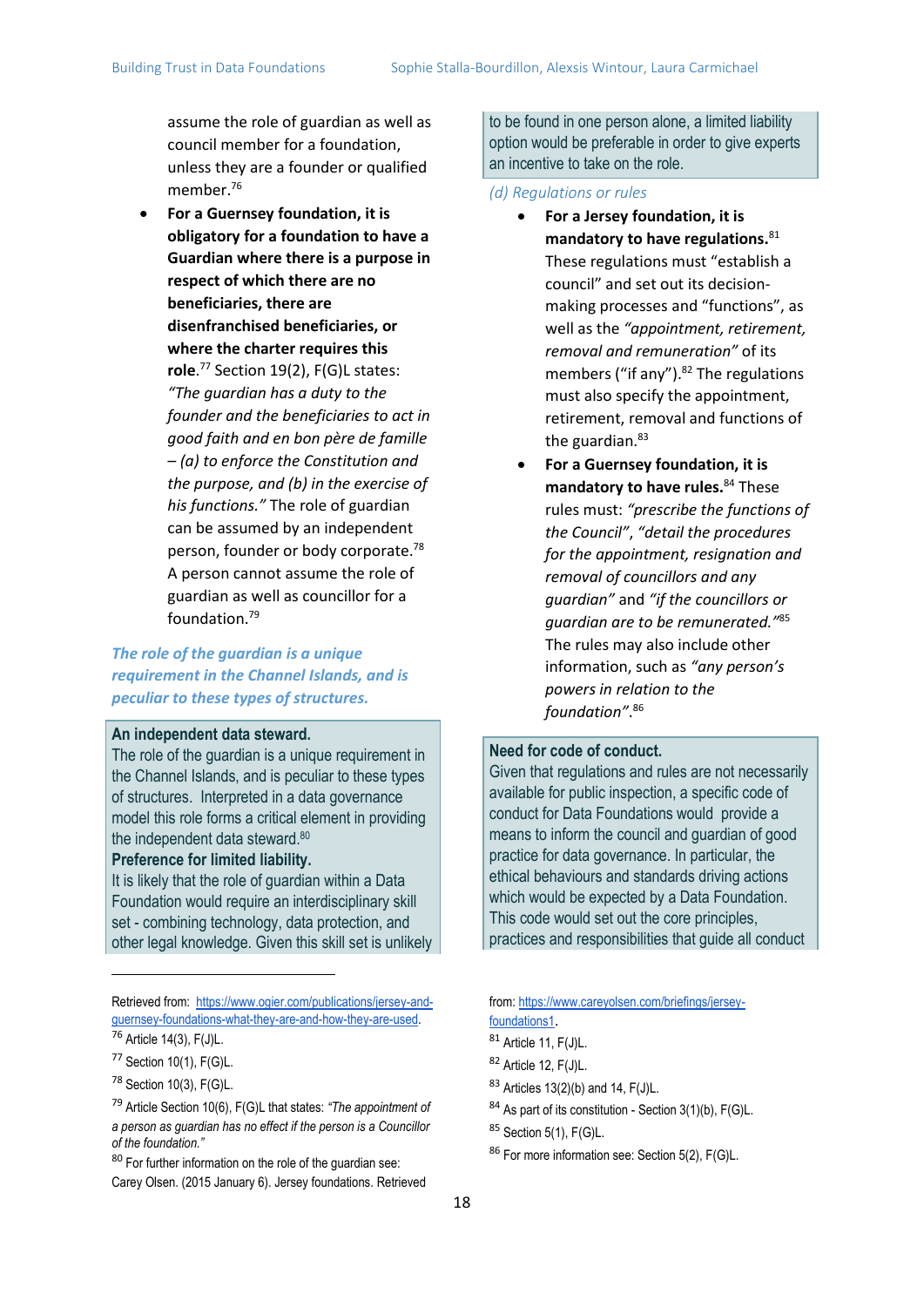assume the role of guardian as well as council member for a foundation, unless they are a founder or qualified member.[76]

- **For a Guernsey foundation, it is obligatory for a foundation to have a Guardian where there is a purpose in respect of which there are no beneficiaries, there are disenfranchised beneficiaries, or where the charter requires this role**.[77] Section 19(2), F(G)L states: *"The guardian has a duty to the founder and the beneficiaries to act in good faith and en bon père de famille – (a) to enforce the Constitution and the purpose, and (b) in the exercise of his functions."* The role of guardian can be assumed by an independent person, founder or body corporate.[78] A person cannot assume the role of guardian as well as councillor for a foundation.[79]

***The role of the guardian is a unique requirement in the Channel Islands, and is peculiar to these types of structures.***

**An independent data steward.**
The role of the guardian is a unique requirement in the Channel Islands, and is peculiar to these types of structures. Interpreted in a data governance model this role forms a critical element in providing the independent data steward.[80]
**Preference for limited liability.**
It is likely that the role of guardian within a Data Foundation would require an interdisciplinary skill set - combining technology, data protection, and other legal knowledge. Given this skill set is unlikely to be found in one person alone, a limited liability option would be preferable in order to give experts an incentive to take on the role.

*(d) Regulations or rules*

- **For a Jersey foundation, it is mandatory to have regulations.**[81] These regulations must "establish a council" and set out its decision-making processes and "functions", as well as the *"appointment, retirement, removal and remuneration"* of its members ("if any").[82] The regulations must also specify the appointment, retirement, removal and functions of the guardian.[83]
- **For a Guernsey foundation, it is mandatory to have rules.**[84] These rules must: *"prescribe the functions of the Council"*, *"detail the procedures for the appointment, resignation and removal of councillors and any guardian"* and *"if the councillors or guardian are to be remunerated."*[85] The rules may also include other information, such as *"any person's powers in relation to the foundation"*.[86]

**Need for code of conduct.**
Given that regulations and rules are not necessarily available for public inspection, a specific code of conduct for Data Foundations would provide a means to inform the council and guardian of good practice for data governance. In particular, the ethical behaviours and standards driving actions which would be expected by a Data Foundation. This code would set out the core principles, practices and responsibilities that guide all conduct

---

Retrieved from: https://www.ogier.com/publications/jersey-and-guernsey-foundations-what-they-are-and-how-they-are-used.

[76] Article 14(3), F(J)L.

[77] Section 10(1), F(G)L.

[78] Section 10(3), F(G)L.

[79] Article Section 10(6), F(G)L that states: *"The appointment of a person as guardian has no effect if the person is a Councillor of the foundation."*

[80] For further information on the role of the guardian see: Carey Olsen. (2015 January 6). Jersey foundations. Retrieved from: https://www.careyolsen.com/briefings/jersey-foundations1.

[81] Article 11, F(J)L.

[82] Article 12, F(J)L.

[83] Articles 13(2)(b) and 14, F(J)L.

[84] As part of its constitution - Section 3(1)(b), F(G)L.

[85] Section 5(1), F(G)L.

[86] For more information see: Section 5(2), F(G)L.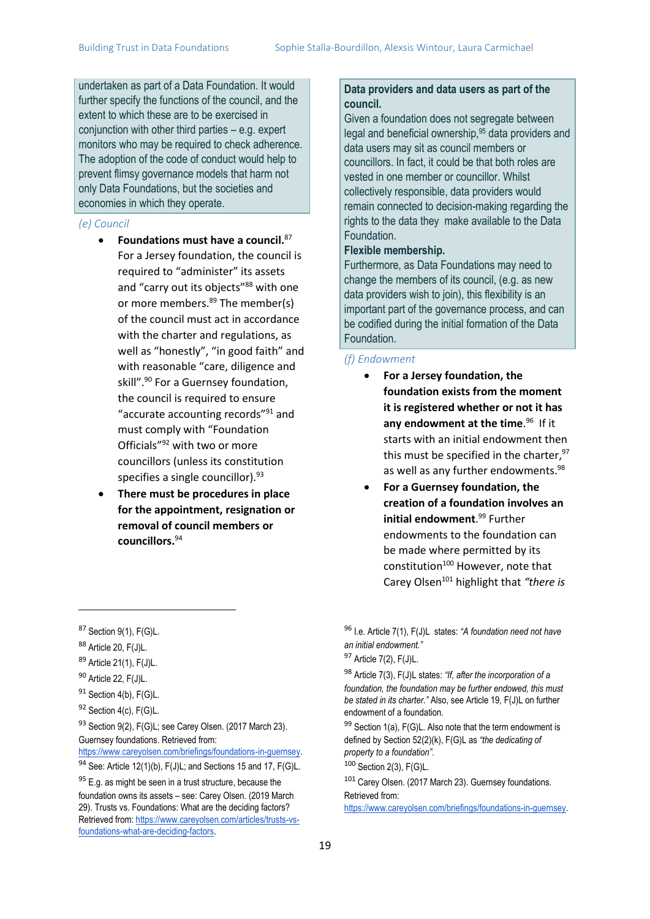undertaken as part of a Data Foundation. It would further specify the functions of the council, and the extent to which these are to be exercised in conjunction with other third parties – e.g. expert monitors who may be required to check adherence. The adoption of the code of conduct would help to prevent flimsy governance models that harm not only Data Foundations, but the societies and economies in which they operate.

*(e) Council*

- **Foundations must have a council.**[87] For a Jersey foundation, the council is required to "administer" its assets and "carry out its objects"[88] with one or more members.[89] The member(s) of the council must act in accordance with the charter and regulations, as well as "honestly", "in good faith" and with reasonable "care, diligence and skill".[90] For a Guernsey foundation, the council is required to ensure "accurate accounting records"[91] and must comply with "Foundation Officials"[92] with two or more councillors (unless its constitution specifies a single councillor).[93]
- **There must be procedures in place for the appointment, resignation or removal of council members or councillors.**[94]

**Data providers and data users as part of the council.**
Given a foundation does not segregate between legal and beneficial ownership,[95] data providers and data users may sit as council members or councillors. In fact, it could be that both roles are vested in one member or councillor. Whilst collectively responsible, data providers would remain connected to decision-making regarding the rights to the data they make available to the Data Foundation.

**Flexible membership.**
Furthermore, as Data Foundations may need to change the members of its council, (e.g. as new data providers wish to join), this flexibility is an important part of the governance process, and can be codified during the initial formation of the Data Foundation.

*(f) Endowment*

- **For a Jersey foundation, the foundation exists from the moment it is registered whether or not it has any endowment at the time.**[96] If it starts with an initial endowment then this must be specified in the charter,[97] as well as any further endowments.[98]
- **For a Guernsey foundation, the creation of a foundation involves an initial endowment.**[99] Further endowments to the foundation can be made where permitted by its constitution[100] However, note that Carey Olsen[101] highlight that *"there is*

---

[87] Section 9(1), F(G)L.

[88] Article 20, F(J)L.

[89] Article 21(1), F(J)L.

[90] Article 22, F(J)L.

[91] Section 4(b), F(G)L.

[92] Section 4(c), F(G)L.

[93] Section 9(2), F(G)L; see Carey Olsen. (2017 March 23). Guernsey foundations. Retrieved from: https://www.careyolsen.com/briefings/foundations-in-guernsey.

[94] See: Article 12(1)(b), F(J)L; and Sections 15 and 17, F(G)L.

[95] E.g. as might be seen in a trust structure, because the foundation owns its assets – see: Carey Olsen. (2019 March 29). Trusts vs. Foundations: What are the deciding factors? Retrieved from: https://www.careyolsen.com/articles/trusts-vs-foundations-what-are-deciding-factors.

[96] I.e. Article 7(1), F(J)L states: *"A foundation need not have an initial endowment."*

[97] Article 7(2), F(J)L.

[98] Article 7(3), F(J)L states: *"If, after the incorporation of a foundation, the foundation may be further endowed, this must be stated in its charter."* Also, see Article 19, F(J)L on further endowment of a foundation.

[99] Section 1(a), F(G)L. Also note that the term endowment is defined by Section 52(2)(k), F(G)L as *"the dedicating of property to a foundation"*.

[100] Section 2(3), F(G)L.

[101] Carey Olsen. (2017 March 23). Guernsey foundations. Retrieved from: https://www.careyolsen.com/briefings/foundations-in-guernsey.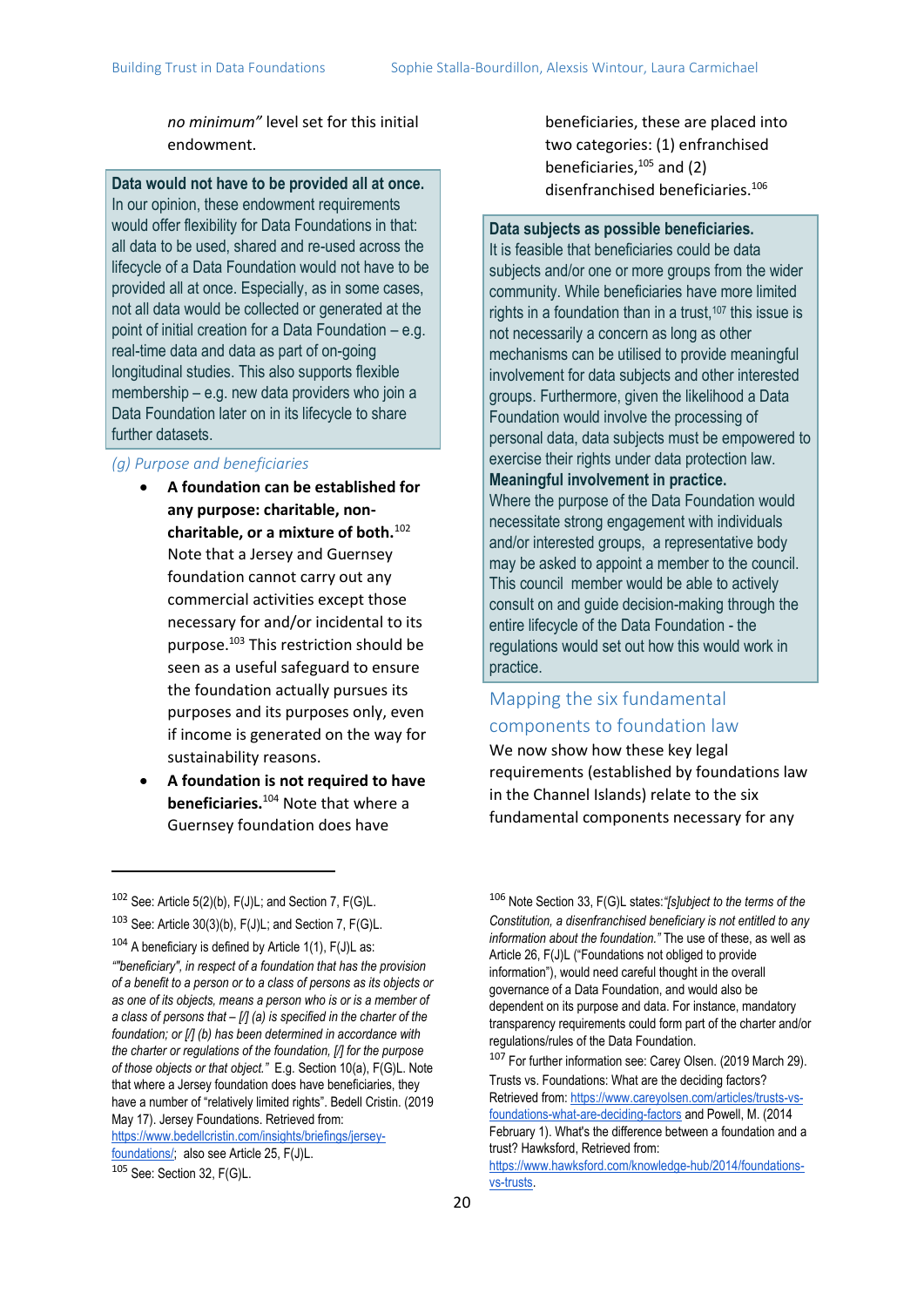no minimum" level set for this initial endowment.

> **Data would not have to be provided all at once.** In our opinion, these endowment requirements would offer flexibility for Data Foundations in that: all data to be used, shared and re-used across the lifecycle of a Data Foundation would not have to be provided all at once. Especially, as in some cases, not all data would be collected or generated at the point of initial creation for a Data Foundation – e.g. real-time data and data as part of on-going longitudinal studies. This also supports flexible membership – e.g. new data providers who join a Data Foundation later on in its lifecycle to share further datasets.

### *(g) Purpose and beneficiaries*

- **A foundation can be established for any purpose: charitable, non-charitable, or a mixture of both.**[102] Note that a Jersey and Guernsey foundation cannot carry out any commercial activities except those necessary for and/or incidental to its purpose.[103] This restriction should be seen as a useful safeguard to ensure the foundation actually pursues its purposes and its purposes only, even if income is generated on the way for sustainability reasons.
- **A foundation is not required to have beneficiaries.**[104] Note that where a Guernsey foundation does have beneficiaries, these are placed into two categories: (1) enfranchised beneficiaries,[105] and (2) disenfranchised beneficiaries.[106]

> **Data subjects as possible beneficiaries.** It is feasible that beneficiaries could be data subjects and/or one or more groups from the wider community. While beneficiaries have more limited rights in a foundation than in a trust,[107] this issue is not necessarily a concern as long as other mechanisms can be utilised to provide meaningful involvement for data subjects and other interested groups. Furthermore, given the likelihood a Data Foundation would involve the processing of personal data, data subjects must be empowered to exercise their rights under data protection law.
> **Meaningful involvement in practice.** Where the purpose of the Data Foundation would necessitate strong engagement with individuals and/or interested groups, a representative body may be asked to appoint a member to the council. This council member would be able to actively consult on and guide decision-making through the entire lifecycle of the Data Foundation - the regulations would set out how this would work in practice.

## Mapping the six fundamental components to foundation law

We now show how these key legal requirements (established by foundations law in the Channel Islands) relate to the six fundamental components necessary for any

---

[102] See: Article 5(2)(b), F(J)L; and Section 7, F(G)L.

[103] See: Article 30(3)(b), F(J)L; and Section 7, F(G)L.

[104] A beneficiary is defined by Article 1(1), F(J)L as: *""beneficiary", in respect of a foundation that has the provision of a benefit to a person or to a class of persons as its objects or as one of its objects, means a person who is or is a member of a class of persons that – [/] (a) is specified in the charter of the foundation; or [/] (b) has been determined in accordance with the charter or regulations of the foundation, [/] for the purpose of those objects or that object."* E.g. Section 10(a), F(G)L. Note that where a Jersey foundation does have beneficiaries, they have a number of "relatively limited rights". Bedell Cristin. (2019 May 17). Jersey Foundations. Retrieved from: https://www.bedellcristin.com/insights/briefings/jersey-foundations/; also see Article 25, F(J)L.

[105] See: Section 32, F(G)L.

[106] Note Section 33, F(G)L states: *"[s]ubject to the terms of the Constitution, a disenfranchised beneficiary is not entitled to any information about the foundation."* The use of these, as well as Article 26, F(J)L ("Foundations not obliged to provide information"), would need careful thought in the overall governance of a Data Foundation, and would also be dependent on its purpose and data. For instance, mandatory transparency requirements could form part of the charter and/or regulations/rules of the Data Foundation.

[107] For further information see: Carey Olsen. (2019 March 29). Trusts vs. Foundations: What are the deciding factors? Retrieved from: https://www.careyolsen.com/articles/trusts-vs-foundations-what-are-deciding-factors and Powell, M. (2014 February 1). What's the difference between a foundation and a trust? Hawksford, Retrieved from: https://www.hawksford.com/knowledge-hub/2014/foundations-vs-trusts.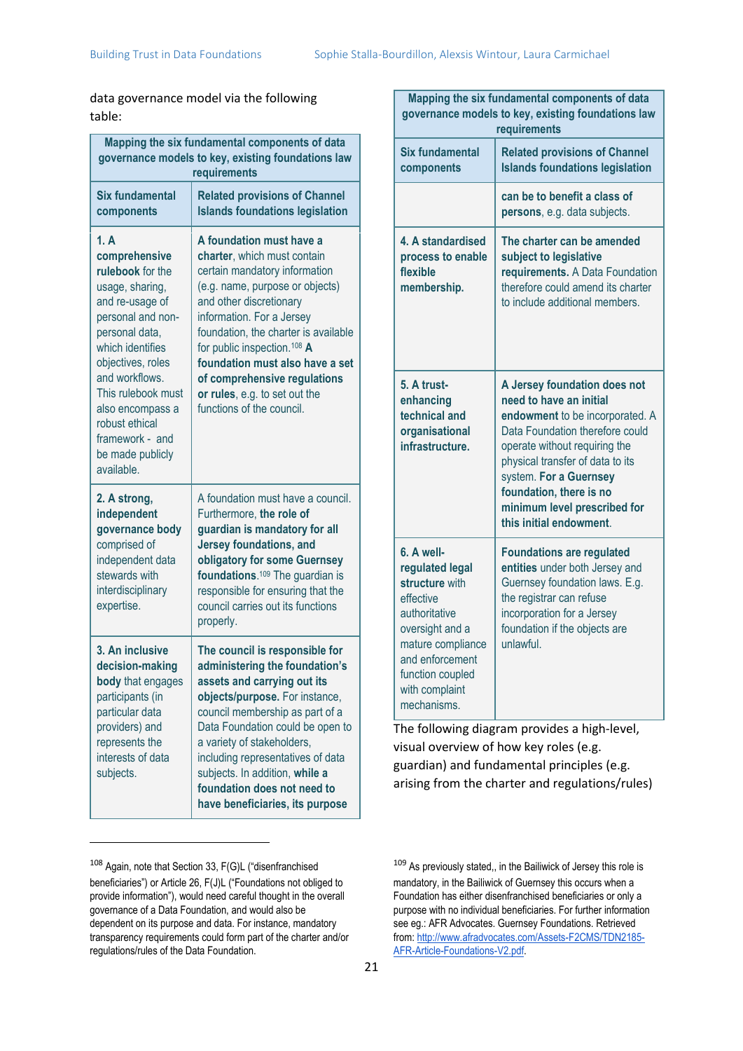data governance model via the following table:

| Mapping the six fundamental components of data governance models to key, existing foundations law requirements | |
|---|---|
| **Six fundamental components** | **Related provisions of Channel Islands foundations legislation** |
| **1. A comprehensive rulebook** for the usage, sharing, and re-usage of personal and non-personal data, which identifies objectives, roles and workflows. This rulebook must also encompass a robust ethical framework - and be made publicly available. | **A foundation must have a charter**, which must contain certain mandatory information (e.g. name, purpose or objects) and other discretionary information. For a Jersey foundation, the charter is available for public inspection.[108] **A foundation must also have a set of comprehensive regulations or rules**, e.g. to set out the functions of the council. |
| **2. A strong, independent governance body** comprised of independent data stewards with interdisciplinary expertise. | A foundation must have a council. Furthermore, **the role of guardian is mandatory for all Jersey foundations, and obligatory for some Guernsey foundations**.[109] The guardian is responsible for ensuring that the council carries out its functions properly. |
| **3. An inclusive decision-making body** that engages participants (in particular data providers) and represents the interests of data subjects. | **The council is responsible for administering the foundation's assets and carrying out its objects/purpose.** For instance, council membership as part of a Data Foundation could be open to a variety of stakeholders, including representatives of data subjects. In addition, **while a foundation does not need to have beneficiaries, its purpose can be to benefit a class of persons**, e.g. data subjects. |
| **4. A standardised process to enable flexible membership.** | **The charter can be amended subject to legislative requirements.** A Data Foundation therefore could amend its charter to include additional members. |
| **5. A trust-enhancing technical and organisational infrastructure.** | **A Jersey foundation does not need to have an initial endowment** to be incorporated. A Data Foundation therefore could operate without requiring the physical transfer of data to its system. **For a Guernsey foundation, there is no minimum level prescribed for this initial endowment**. |
| **6. A well-regulated legal structure** with effective authoritative oversight and a mature compliance and enforcement function coupled with complaint mechanisms. | **Foundations are regulated entities** under both Jersey and Guernsey foundation laws. E.g. the registrar can refuse incorporation for a Jersey foundation if the objects are unlawful. |

The following diagram provides a high-level, visual overview of how key roles (e.g. guardian) and fundamental principles (e.g. arising from the charter and regulations/rules)

---

[108] Again, note that Section 33, F(G)L ("disenfranchised beneficiaries") or Article 26, F(J)L ("Foundations not obliged to provide information"), would need careful thought in the overall governance of a Data Foundation, and would also be dependent on its purpose and data. For instance, mandatory transparency requirements could form part of the charter and/or regulations/rules of the Data Foundation.

[109] As previously stated,, in the Bailiwick of Jersey this role is mandatory, in the Bailiwick of Guernsey this occurs when a Foundation has either disenfranchised beneficiaries or only a purpose with no individual beneficiaries. For further information see eg.: AFR Advocates. Guernsey Foundations. Retrieved from: http://www.afradvocates.com/Assets-F2CMS/TDN2185-AFR-Article-Foundations-V2.pdf.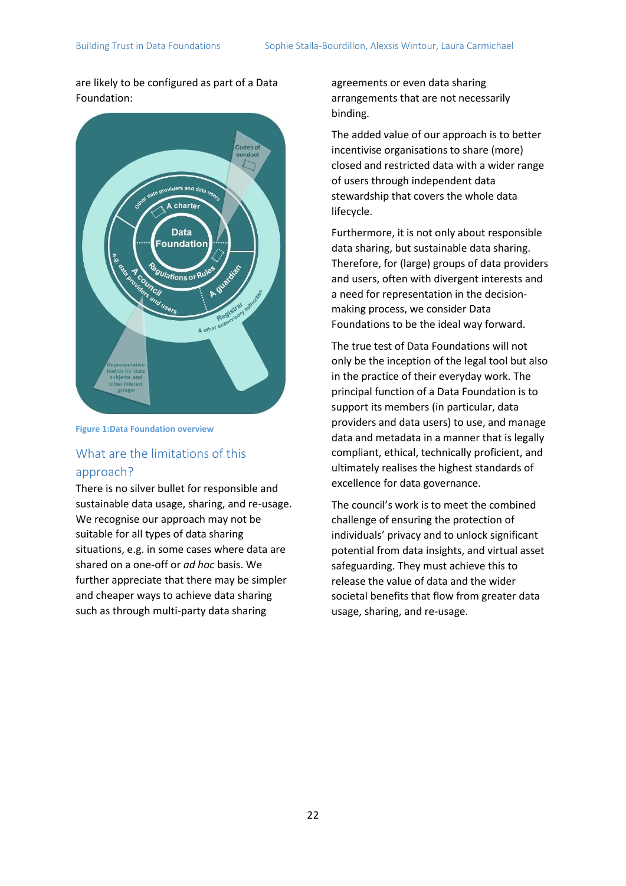are likely to be configured as part of a Data Foundation:

Figure 1:Data Foundation overview

## What are the limitations of this approach?

There is no silver bullet for responsible and sustainable data usage, sharing, and re-usage. We recognise our approach may not be suitable for all types of data sharing situations, e.g. in some cases where data are shared on a one-off or *ad hoc* basis. We further appreciate that there may be simpler and cheaper ways to achieve data sharing such as through multi-party data sharing agreements or even data sharing arrangements that are not necessarily binding.

The added value of our approach is to better incentivise organisations to share (more) closed and restricted data with a wider range of users through independent data stewardship that covers the whole data lifecycle.

Furthermore, it is not only about responsible data sharing, but sustainable data sharing. Therefore, for (large) groups of data providers and users, often with divergent interests and a need for representation in the decision-making process, we consider Data Foundations to be the ideal way forward.

The true test of Data Foundations will not only be the inception of the legal tool but also in the practice of their everyday work. The principal function of a Data Foundation is to support its members (in particular, data providers and data users) to use, and manage data and metadata in a manner that is legally compliant, ethical, technically proficient, and ultimately realises the highest standards of excellence for data governance.

The council's work is to meet the combined challenge of ensuring the protection of individuals' privacy and to unlock significant potential from data insights, and virtual asset safeguarding. They must achieve this to release the value of data and the wider societal benefits that flow from greater data usage, sharing, and re-usage.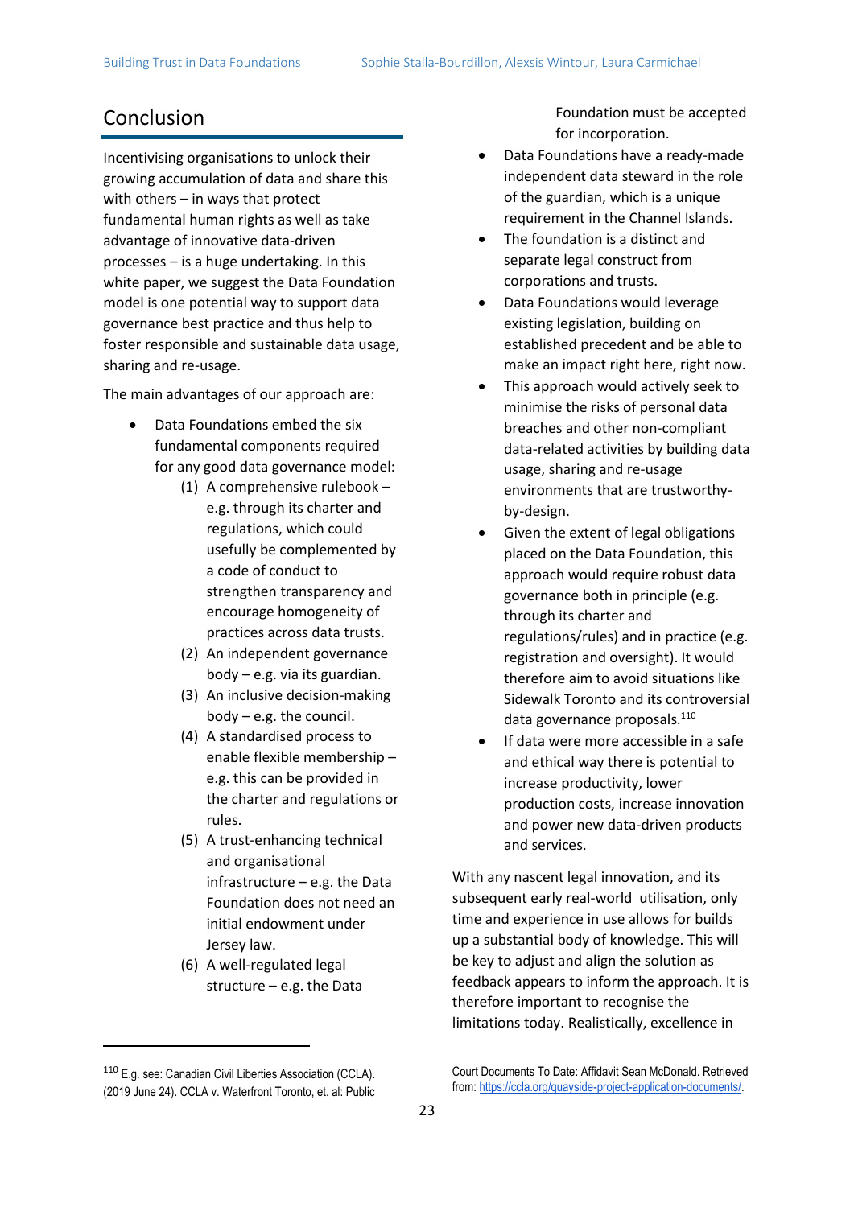## Conclusion

Incentivising organisations to unlock their growing accumulation of data and share this with others – in ways that protect fundamental human rights as well as take advantage of innovative data-driven processes – is a huge undertaking. In this white paper, we suggest the Data Foundation model is one potential way to support data governance best practice and thus help to foster responsible and sustainable data usage, sharing and re-usage.

The main advantages of our approach are:

- Data Foundations embed the six fundamental components required for any good data governance model:
  1. A comprehensive rulebook – e.g. through its charter and regulations, which could usefully be complemented by a code of conduct to strengthen transparency and encourage homogeneity of practices across data trusts.
  2. An independent governance body – e.g. via its guardian.
  3. An inclusive decision-making body – e.g. the council.
  4. A standardised process to enable flexible membership – e.g. this can be provided in the charter and regulations or rules.
  5. A trust-enhancing technical and organisational infrastructure – e.g. the Data Foundation does not need an initial endowment under Jersey law.
  6. A well-regulated legal structure – e.g. the Data Foundation must be accepted for incorporation.
- Data Foundations have a ready-made independent data steward in the role of the guardian, which is a unique requirement in the Channel Islands.
- The foundation is a distinct and separate legal construct from corporations and trusts.
- Data Foundations would leverage existing legislation, building on established precedent and be able to make an impact right here, right now.
- This approach would actively seek to minimise the risks of personal data breaches and other non-compliant data-related activities by building data usage, sharing and re-usage environments that are trustworthy-by-design.
- Given the extent of legal obligations placed on the Data Foundation, this approach would require robust data governance both in principle (e.g. through its charter and regulations/rules) and in practice (e.g. registration and oversight). It would therefore aim to avoid situations like Sidewalk Toronto and its controversial data governance proposals.[110]
- If data were more accessible in a safe and ethical way there is potential to increase productivity, lower production costs, increase innovation and power new data-driven products and services.

With any nascent legal innovation, and its subsequent early real-world utilisation, only time and experience in use allows for builds up a substantial body of knowledge. This will be key to adjust and align the solution as feedback appears to inform the approach. It is therefore important to recognise the limitations today. Realistically, excellence in

---

[110] E.g. see: Canadian Civil Liberties Association (CCLA). (2019 June 24). CCLA v. Waterfront Toronto, et. al: Public Court Documents To Date: Affidavit Sean McDonald. Retrieved from: https://ccla.org/quayside-project-application-documents/.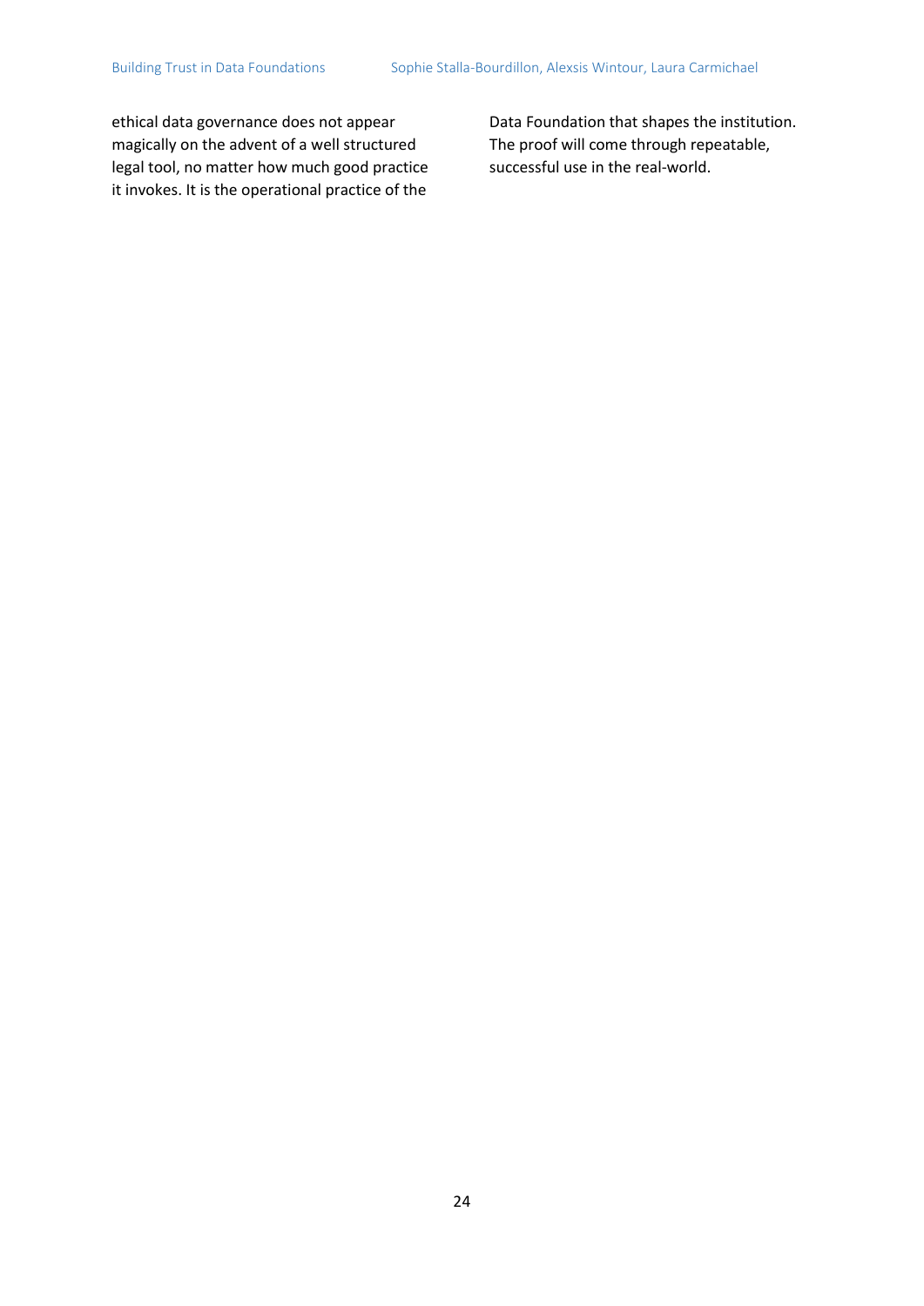ethical data governance does not appear magically on the advent of a well structured legal tool, no matter how much good practice it invokes. It is the operational practice of the Data Foundation that shapes the institution. The proof will come through repeatable, successful use in the real-world.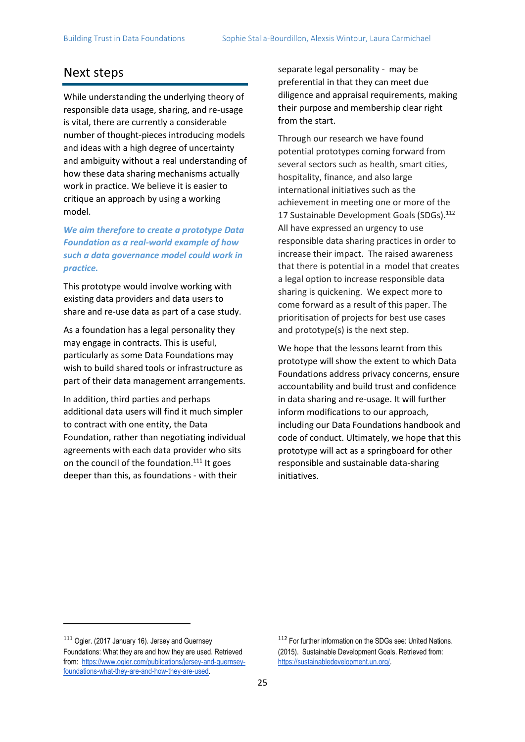## Next steps

While understanding the underlying theory of responsible data usage, sharing, and re-usage is vital, there are currently a considerable number of thought-pieces introducing models and ideas with a high degree of uncertainty and ambiguity without a real understanding of how these data sharing mechanisms actually work in practice. We believe it is easier to critique an approach by using a working model.

***We aim therefore to create a prototype Data Foundation as a real-world example of how such a data governance model could work in practice.***

This prototype would involve working with existing data providers and data users to share and re-use data as part of a case study.

As a foundation has a legal personality they may engage in contracts. This is useful, particularly as some Data Foundations may wish to build shared tools or infrastructure as part of their data management arrangements.

In addition, third parties and perhaps additional data users will find it much simpler to contract with one entity, the Data Foundation, rather than negotiating individual agreements with each data provider who sits on the council of the foundation.[111] It goes deeper than this, as foundations - with their separate legal personality - may be preferential in that they can meet due diligence and appraisal requirements, making their purpose and membership clear right from the start.

Through our research we have found potential prototypes coming forward from several sectors such as health, smart cities, hospitality, finance, and also large international initiatives such as the achievement in meeting one or more of the 17 Sustainable Development Goals (SDGs).[112] All have expressed an urgency to use responsible data sharing practices in order to increase their impact. The raised awareness that there is potential in a model that creates a legal option to increase responsible data sharing is quickening. We expect more to come forward as a result of this paper. The prioritisation of projects for best use cases and prototype(s) is the next step.

We hope that the lessons learnt from this prototype will show the extent to which Data Foundations address privacy concerns, ensure accountability and build trust and confidence in data sharing and re-usage. It will further inform modifications to our approach, including our Data Foundations handbook and code of conduct. Ultimately, we hope that this prototype will act as a springboard for other responsible and sustainable data-sharing initiatives.

---

[111] Ogier. (2017 January 16). Jersey and Guernsey Foundations: What they are and how they are used. Retrieved from: https://www.ogier.com/publications/jersey-and-guernsey-foundations-what-they-are-and-how-they-are-used.

[112] For further information on the SDGs see: United Nations. (2015). Sustainable Development Goals. Retrieved from: https://sustainabledevelopment.un.org/.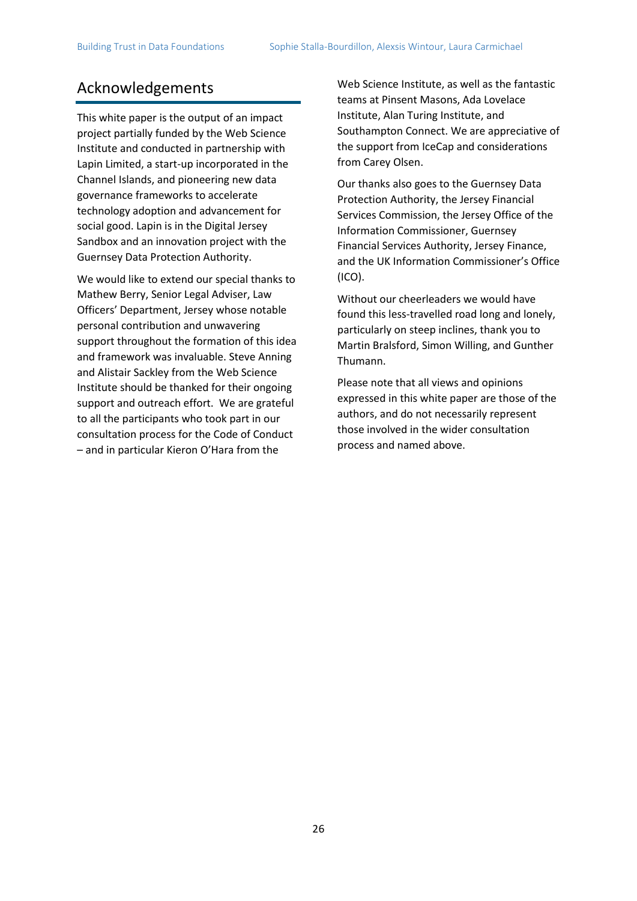## Acknowledgements

This white paper is the output of an impact project partially funded by the Web Science Institute and conducted in partnership with Lapin Limited, a start-up incorporated in the Channel Islands, and pioneering new data governance frameworks to accelerate technology adoption and advancement for social good. Lapin is in the Digital Jersey Sandbox and an innovation project with the Guernsey Data Protection Authority.

We would like to extend our special thanks to Mathew Berry, Senior Legal Adviser, Law Officers' Department, Jersey whose notable personal contribution and unwavering support throughout the formation of this idea and framework was invaluable. Steve Anning and Alistair Sackley from the Web Science Institute should be thanked for their ongoing support and outreach effort. We are grateful to all the participants who took part in our consultation process for the Code of Conduct – and in particular Kieron O'Hara from the Web Science Institute, as well as the fantastic teams at Pinsent Masons, Ada Lovelace Institute, Alan Turing Institute, and Southampton Connect. We are appreciative of the support from IceCap and considerations from Carey Olsen.

Our thanks also goes to the Guernsey Data Protection Authority, the Jersey Financial Services Commission, the Jersey Office of the Information Commissioner, Guernsey Financial Services Authority, Jersey Finance, and the UK Information Commissioner's Office (ICO).

Without our cheerleaders we would have found this less-travelled road long and lonely, particularly on steep inclines, thank you to Martin Bralsford, Simon Willing, and Gunther Thumann.

Please note that all views and opinions expressed in this white paper are those of the authors, and do not necessarily represent those involved in the wider consultation process and named above.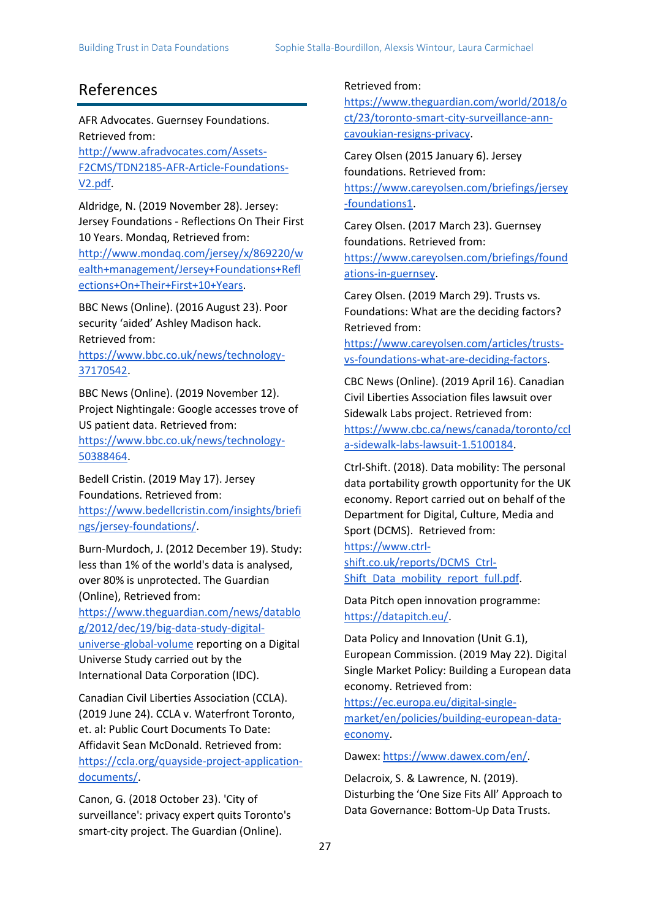## References

AFR Advocates. Guernsey Foundations. Retrieved from: http://www.afradvocates.com/Assets-F2CMS/TDN2185-AFR-Article-Foundations-V2.pdf.

Aldridge, N. (2019 November 28). Jersey: Jersey Foundations - Reflections On Their First 10 Years. Mondaq, Retrieved from: http://www.mondaq.com/jersey/x/869220/wealth+management/Jersey+Foundations+Reflections+On+Their+First+10+Years.

BBC News (Online). (2016 August 23). Poor security 'aided' Ashley Madison hack. Retrieved from: https://www.bbc.co.uk/news/technology-37170542.

BBC News (Online). (2019 November 12). Project Nightingale: Google accesses trove of US patient data. Retrieved from: https://www.bbc.co.uk/news/technology-50388464.

Bedell Cristin. (2019 May 17). Jersey Foundations. Retrieved from: https://www.bedellcristin.com/insights/briefings/jersey-foundations/.

Burn-Murdoch, J. (2012 December 19). Study: less than 1% of the world's data is analysed, over 80% is unprotected. The Guardian (Online), Retrieved from: https://www.theguardian.com/news/datablog/2012/dec/19/big-data-study-digital-universe-global-volume reporting on a Digital Universe Study carried out by the International Data Corporation (IDC).

Canadian Civil Liberties Association (CCLA). (2019 June 24). CCLA v. Waterfront Toronto, et. al: Public Court Documents To Date: Affidavit Sean McDonald. Retrieved from: https://ccla.org/quayside-project-application-documents/.

Canon, G. (2018 October 23). 'City of surveillance': privacy expert quits Toronto's smart-city project. The Guardian (Online). Retrieved from: https://www.theguardian.com/world/2018/oct/23/toronto-smart-city-surveillance-ann-cavoukian-resigns-privacy.

Carey Olsen (2015 January 6). Jersey foundations. Retrieved from: https://www.careyolsen.com/briefings/jersey-foundations1.

Carey Olsen. (2017 March 23). Guernsey foundations. Retrieved from: https://www.careyolsen.com/briefings/foundations-in-guernsey.

Carey Olsen. (2019 March 29). Trusts vs. Foundations: What are the deciding factors? Retrieved from: https://www.careyolsen.com/articles/trusts-vs-foundations-what-are-deciding-factors.

CBC News (Online). (2019 April 16). Canadian Civil Liberties Association files lawsuit over Sidewalk Labs project. Retrieved from: https://www.cbc.ca/news/canada/toronto/ccla-sidewalk-labs-lawsuit-1.5100184.

Ctrl-Shift. (2018). Data mobility: The personal data portability growth opportunity for the UK economy. Report carried out on behalf of the Department for Digital, Culture, Media and Sport (DCMS). Retrieved from: https://www.ctrl-shift.co.uk/reports/DCMS_Ctrl-Shift_Data_mobility_report_full.pdf.

Data Pitch open innovation programme: https://datapitch.eu/.

Data Policy and Innovation (Unit G.1), European Commission. (2019 May 22). Digital Single Market Policy: Building a European data economy. Retrieved from: https://ec.europa.eu/digital-single-market/en/policies/building-european-data-economy.

Dawex: https://www.dawex.com/en/.

Delacroix, S. & Lawrence, N. (2019). Disturbing the 'One Size Fits All' Approach to Data Governance: Bottom-Up Data Trusts.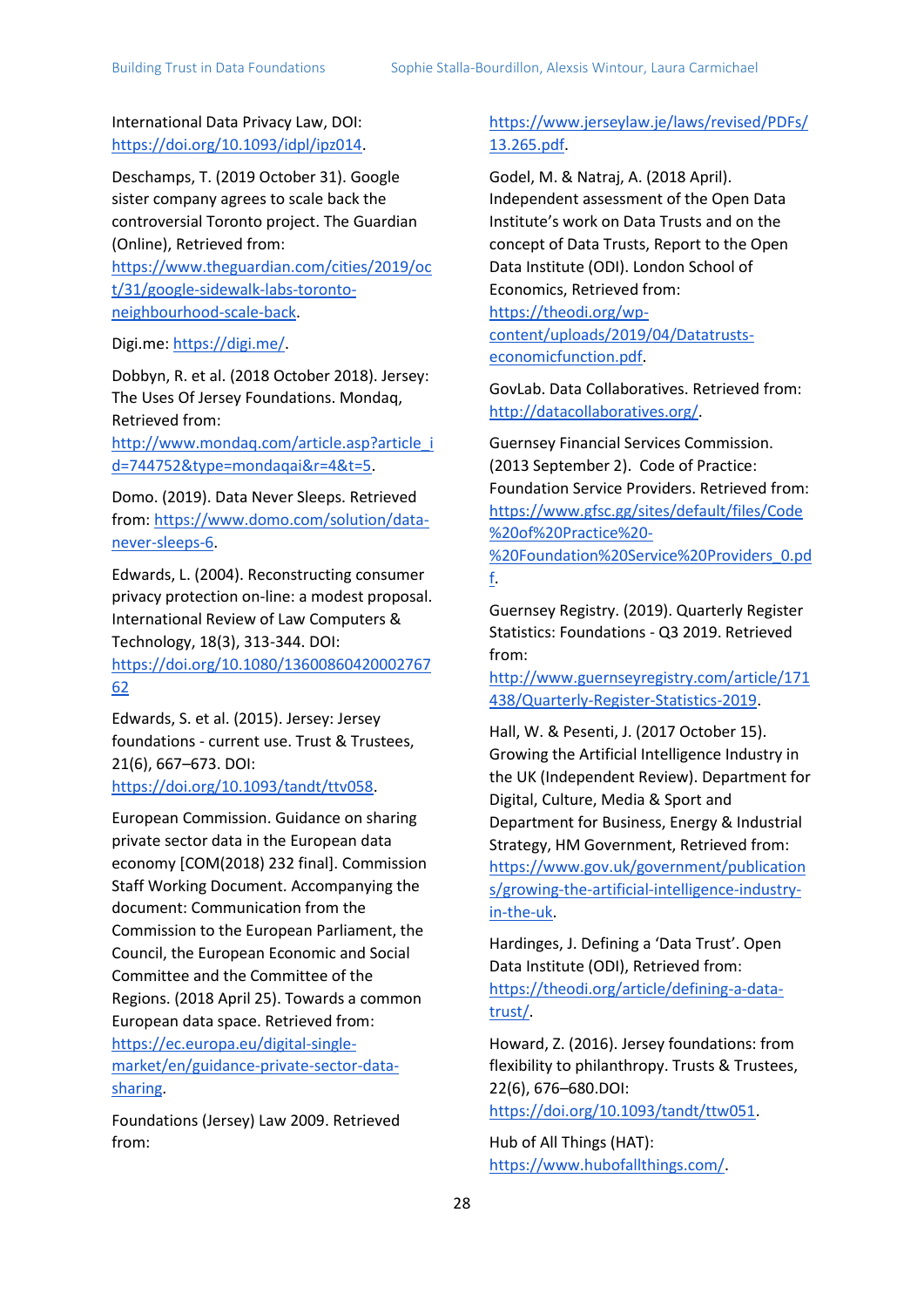International Data Privacy Law, DOI: https://doi.org/10.1093/idpl/ipz014.

Deschamps, T. (2019 October 31). Google sister company agrees to scale back the controversial Toronto project. The Guardian (Online), Retrieved from: https://www.theguardian.com/cities/2019/oct/31/google-sidewalk-labs-toronto-neighbourhood-scale-back.

Digi.me: https://digi.me/.

Dobbyn, R. et al. (2018 October 2018). Jersey: The Uses Of Jersey Foundations. Mondaq, Retrieved from: http://www.mondaq.com/article.asp?article_id=744752&type=mondaqai&r=4&t=5.

Domo. (2019). Data Never Sleeps. Retrieved from: https://www.domo.com/solution/data-never-sleeps-6.

Edwards, L. (2004). Reconstructing consumer privacy protection on-line: a modest proposal. International Review of Law Computers & Technology, 18(3), 313-344. DOI: https://doi.org/10.1080/1360086042000276762

Edwards, S. et al. (2015). Jersey: Jersey foundations - current use. Trust & Trustees, 21(6), 667–673. DOI: https://doi.org/10.1093/tandt/ttv058.

European Commission. Guidance on sharing private sector data in the European data economy [COM(2018) 232 final]. Commission Staff Working Document. Accompanying the document: Communication from the Commission to the European Parliament, the Council, the European Economic and Social Committee and the Committee of the Regions. (2018 April 25). Towards a common European data space. Retrieved from: https://ec.europa.eu/digital-single-market/en/guidance-private-sector-data-sharing.

Foundations (Jersey) Law 2009. Retrieved from: https://www.jerseylaw.je/laws/revised/PDFs/13.265.pdf.

Godel, M. & Natraj, A. (2018 April). Independent assessment of the Open Data Institute's work on Data Trusts and on the concept of Data Trusts, Report to the Open Data Institute (ODI). London School of Economics, Retrieved from: https://theodi.org/wp-content/uploads/2019/04/Datatrusts-economicfunction.pdf.

GovLab. Data Collaboratives. Retrieved from: http://datacollaboratives.org/.

Guernsey Financial Services Commission. (2013 September 2). Code of Practice: Foundation Service Providers. Retrieved from: https://www.gfsc.gg/sites/default/files/Code%20of%20Practice%20-%20Foundation%20Service%20Providers_0.pdf.

Guernsey Registry. (2019). Quarterly Register Statistics: Foundations - Q3 2019. Retrieved from: http://www.guernseyregistry.com/article/171438/Quarterly-Register-Statistics-2019.

Hall, W. & Pesenti, J. (2017 October 15). Growing the Artificial Intelligence Industry in the UK (Independent Review). Department for Digital, Culture, Media & Sport and Department for Business, Energy & Industrial Strategy, HM Government, Retrieved from: https://www.gov.uk/government/publications/growing-the-artificial-intelligence-industry-in-the-uk.

Hardinges, J. Defining a 'Data Trust'. Open Data Institute (ODI), Retrieved from: https://theodi.org/article/defining-a-data-trust/.

Howard, Z. (2016). Jersey foundations: from flexibility to philanthropy. Trusts & Trustees, 22(6), 676–680.DOI: https://doi.org/10.1093/tandt/ttw051.

Hub of All Things (HAT): https://www.hubofallthings.com/.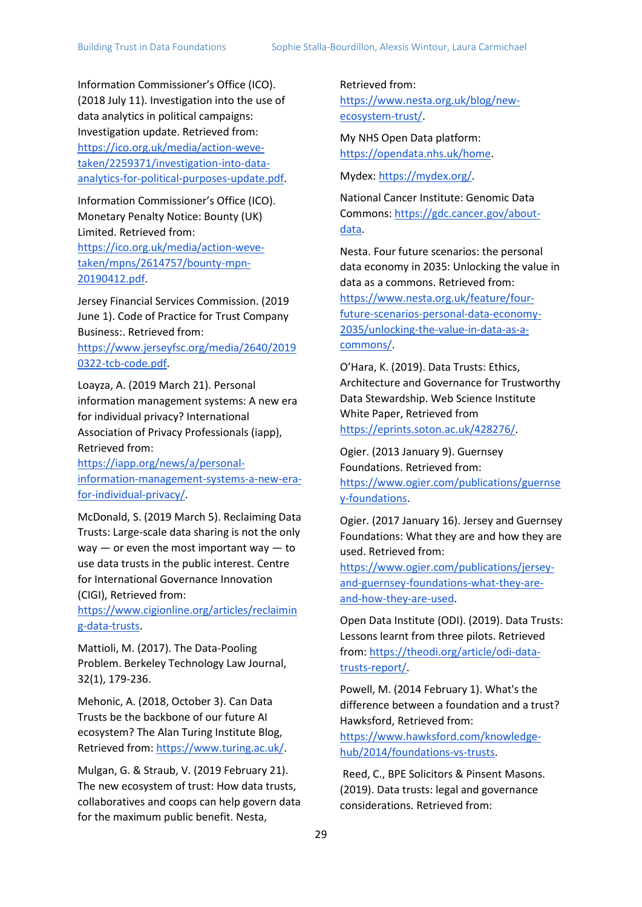Information Commissioner's Office (ICO). (2018 July 11). Investigation into the use of data analytics in political campaigns: Investigation update. Retrieved from: https://ico.org.uk/media/action-weve-taken/2259371/investigation-into-data-analytics-for-political-purposes-update.pdf.

Information Commissioner's Office (ICO). Monetary Penalty Notice: Bounty (UK) Limited. Retrieved from: https://ico.org.uk/media/action-weve-taken/mpns/2614757/bounty-mpn-20190412.pdf.

Jersey Financial Services Commission. (2019 June 1). Code of Practice for Trust Company Business:. Retrieved from: https://www.jerseyfsc.org/media/2640/20190322-tcb-code.pdf.

Loayza, A. (2019 March 21). Personal information management systems: A new era for individual privacy? International Association of Privacy Professionals (iapp), Retrieved from: https://iapp.org/news/a/personal-information-management-systems-a-new-era-for-individual-privacy/.

McDonald, S. (2019 March 5). Reclaiming Data Trusts: Large-scale data sharing is not the only way — or even the most important way — to use data trusts in the public interest. Centre for International Governance Innovation (CIGI), Retrieved from: https://www.cigionline.org/articles/reclaiming-data-trusts.

Mattioli, M. (2017). The Data-Pooling Problem. Berkeley Technology Law Journal, 32(1), 179-236.

Mehonic, A. (2018, October 3). Can Data Trusts be the backbone of our future AI ecosystem? The Alan Turing Institute Blog, Retrieved from: https://www.turing.ac.uk/.

Mulgan, G. & Straub, V. (2019 February 21). The new ecosystem of trust: How data trusts, collaboratives and coops can help govern data for the maximum public benefit. Nesta, Retrieved from: https://www.nesta.org.uk/blog/new-ecosystem-trust/.

My NHS Open Data platform: https://opendata.nhs.uk/home.

Mydex: https://mydex.org/.

National Cancer Institute: Genomic Data Commons: https://gdc.cancer.gov/about-data.

Nesta. Four future scenarios: the personal data economy in 2035: Unlocking the value in data as a commons. Retrieved from: https://www.nesta.org.uk/feature/four-future-scenarios-personal-data-economy-2035/unlocking-the-value-in-data-as-a-commons/.

O'Hara, K. (2019). Data Trusts: Ethics, Architecture and Governance for Trustworthy Data Stewardship. Web Science Institute White Paper, Retrieved from https://eprints.soton.ac.uk/428276/.

Ogier. (2013 January 9). Guernsey Foundations. Retrieved from: https://www.ogier.com/publications/guernsey-foundations.

Ogier. (2017 January 16). Jersey and Guernsey Foundations: What they are and how they are used. Retrieved from: https://www.ogier.com/publications/jersey-and-guernsey-foundations-what-they-are-and-how-they-are-used.

Open Data Institute (ODI). (2019). Data Trusts: Lessons learnt from three pilots. Retrieved from: https://theodi.org/article/odi-data-trusts-report/.

Powell, M. (2014 February 1). What's the difference between a foundation and a trust? Hawksford, Retrieved from: https://www.hawksford.com/knowledge-hub/2014/foundations-vs-trusts.

Reed, C., BPE Solicitors & Pinsent Masons. (2019). Data trusts: legal and governance considerations. Retrieved from: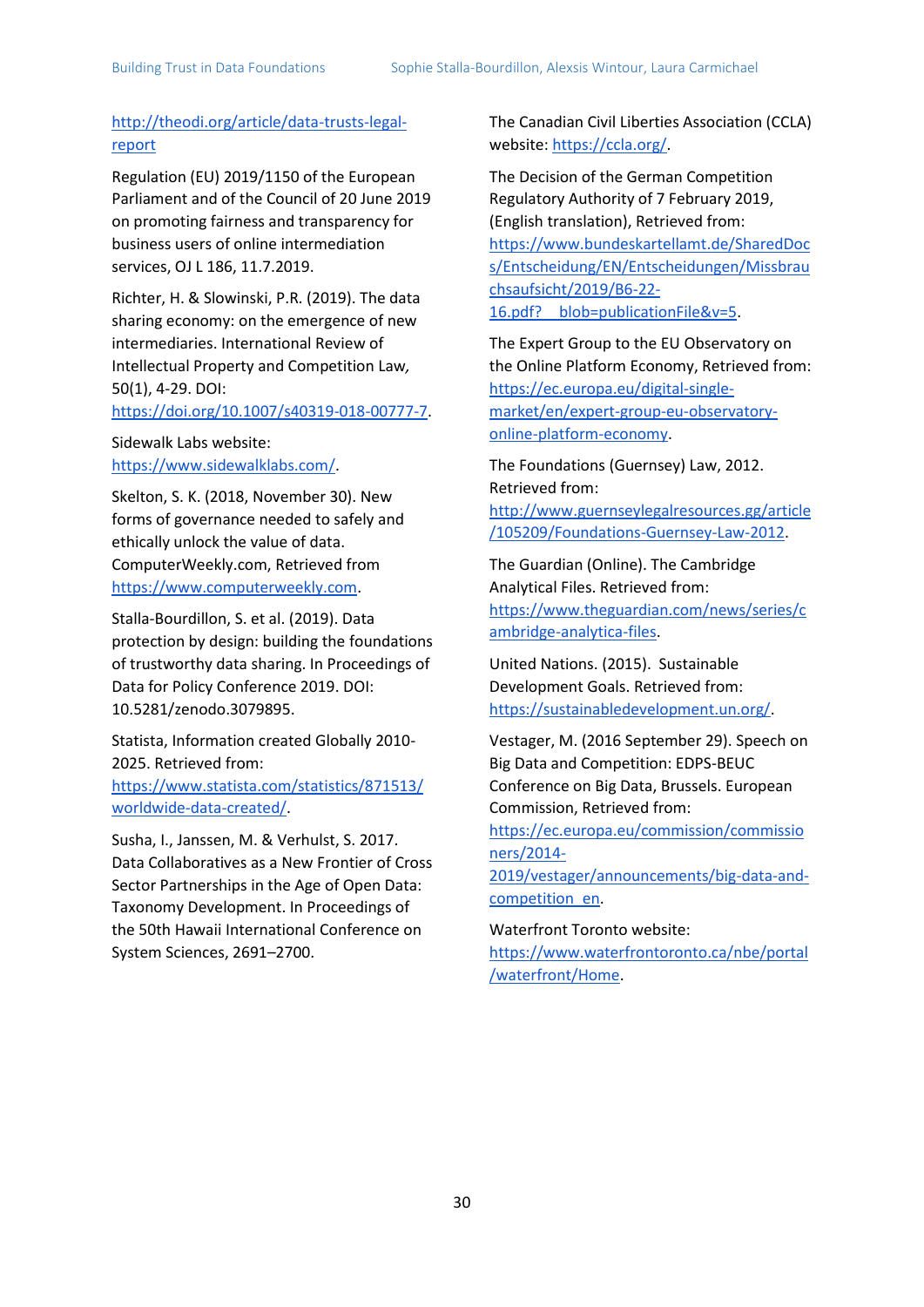http://theodi.org/article/data-trusts-legal-report

Regulation (EU) 2019/1150 of the European Parliament and of the Council of 20 June 2019 on promoting fairness and transparency for business users of online intermediation services, OJ L 186, 11.7.2019.

Richter, H. & Slowinski, P.R. (2019). The data sharing economy: on the emergence of new intermediaries. International Review of Intellectual Property and Competition Law, 50(1), 4-29. DOI: https://doi.org/10.1007/s40319-018-00777-7.

Sidewalk Labs website: https://www.sidewalklabs.com/.

Skelton, S. K. (2018, November 30). New forms of governance needed to safely and ethically unlock the value of data. ComputerWeekly.com, Retrieved from https://www.computerweekly.com.

Stalla-Bourdillon, S. et al. (2019). Data protection by design: building the foundations of trustworthy data sharing. In Proceedings of Data for Policy Conference 2019. DOI: 10.5281/zenodo.3079895.

Statista, Information created Globally 2010-2025. Retrieved from: https://www.statista.com/statistics/871513/worldwide-data-created/.

Susha, I., Janssen, M. & Verhulst, S. 2017. Data Collaboratives as a New Frontier of Cross Sector Partnerships in the Age of Open Data: Taxonomy Development. In Proceedings of the 50th Hawaii International Conference on System Sciences, 2691–2700.

The Canadian Civil Liberties Association (CCLA) website: https://ccla.org/.

The Decision of the German Competition Regulatory Authority of 7 February 2019, (English translation), Retrieved from: https://www.bundeskartellamt.de/SharedDocs/Entscheidung/EN/Entscheidungen/Missbrauchsaufsicht/2019/B6-22-16.pdf?__blob=publicationFile&v=5.

The Expert Group to the EU Observatory on the Online Platform Economy, Retrieved from: https://ec.europa.eu/digital-single-market/en/expert-group-eu-observatory-online-platform-economy.

The Foundations (Guernsey) Law, 2012. Retrieved from: http://www.guernseylegalresources.gg/article/105209/Foundations-Guernsey-Law-2012.

The Guardian (Online). The Cambridge Analytical Files. Retrieved from: https://www.theguardian.com/news/series/cambridge-analytica-files.

United Nations. (2015). Sustainable Development Goals. Retrieved from: https://sustainabledevelopment.un.org/.

Vestager, M. (2016 September 29). Speech on Big Data and Competition: EDPS-BEUC Conference on Big Data, Brussels. European Commission, Retrieved from: https://ec.europa.eu/commission/commissioners/2014-2019/vestager/announcements/big-data-and-competition_en.

Waterfront Toronto website: https://www.waterfrontoronto.ca/nbe/portal/waterfront/Home.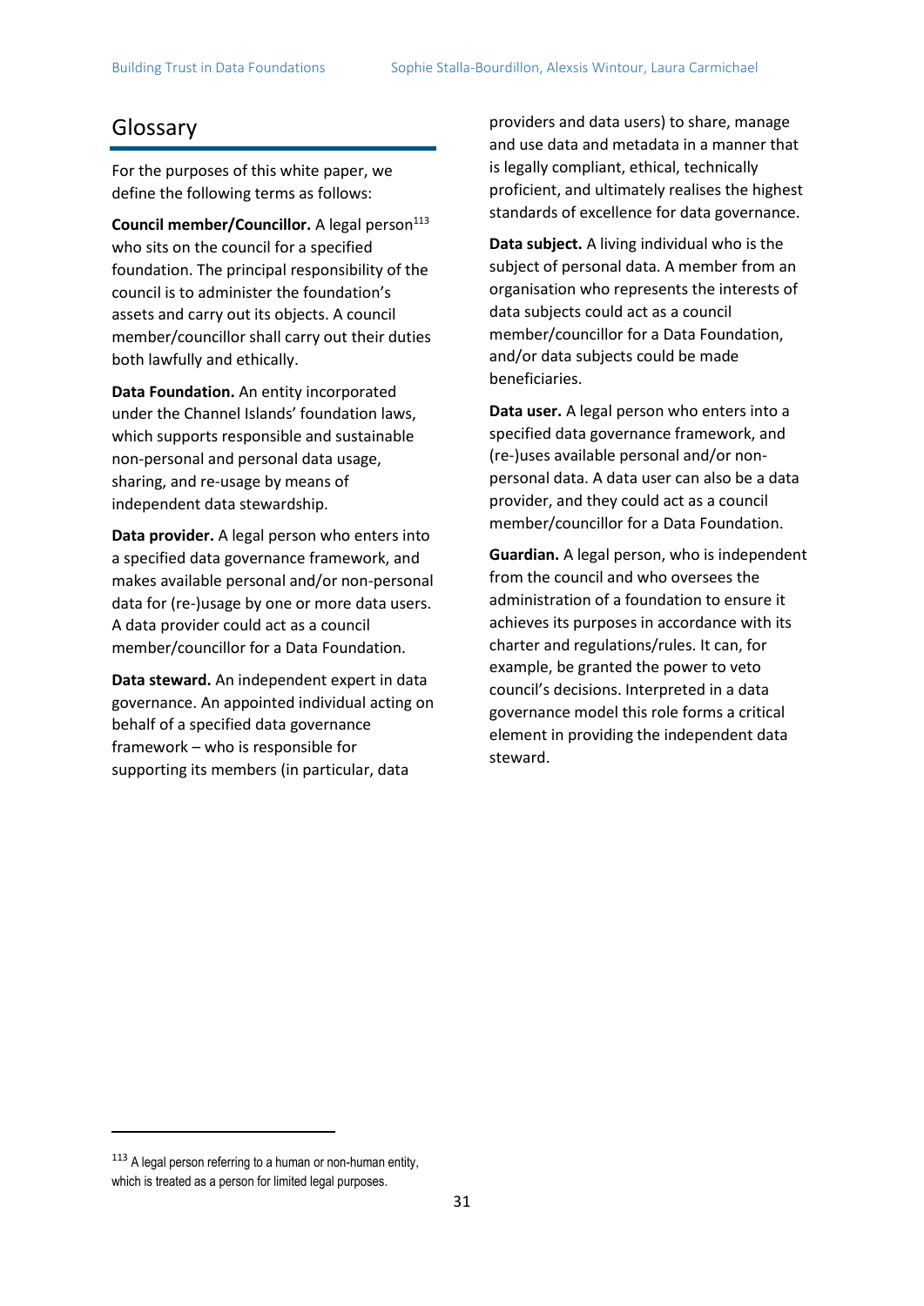## Glossary

For the purposes of this white paper, we define the following terms as follows:

**Council member/Councillor.** A legal person[113] who sits on the council for a specified foundation. The principal responsibility of the council is to administer the foundation's assets and carry out its objects. A council member/councillor shall carry out their duties both lawfully and ethically.

**Data Foundation.** An entity incorporated under the Channel Islands' foundation laws, which supports responsible and sustainable non-personal and personal data usage, sharing, and re-usage by means of independent data stewardship.

**Data provider.** A legal person who enters into a specified data governance framework, and makes available personal and/or non-personal data for (re-)usage by one or more data users. A data provider could act as a council member/councillor for a Data Foundation.

**Data steward.** An independent expert in data governance. An appointed individual acting on behalf of a specified data governance framework – who is responsible for supporting its members (in particular, data providers and data users) to share, manage and use data and metadata in a manner that is legally compliant, ethical, technically proficient, and ultimately realises the highest standards of excellence for data governance.

**Data subject.** A living individual who is the subject of personal data. A member from an organisation who represents the interests of data subjects could act as a council member/councillor for a Data Foundation, and/or data subjects could be made beneficiaries.

**Data user.** A legal person who enters into a specified data governance framework, and (re-)uses available personal and/or non-personal data. A data user can also be a data provider, and they could act as a council member/councillor for a Data Foundation.

**Guardian.** A legal person, who is independent from the council and who oversees the administration of a foundation to ensure it achieves its purposes in accordance with its charter and regulations/rules. It can, for example, be granted the power to veto council's decisions. Interpreted in a data governance model this role forms a critical element in providing the independent data steward.

---

[113] A legal person referring to a human or non-human entity, which is treated as a person for limited legal purposes.